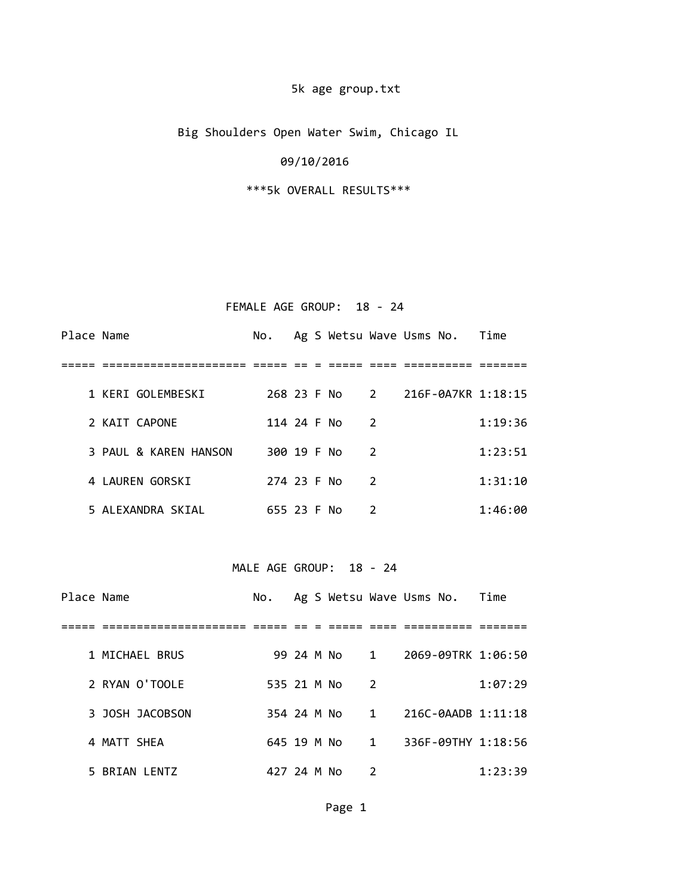5k age group.txt

Big Shoulders Open Water Swim, Chicago IL

09/10/2016

***5k OVERALL RESULTS***

FEMALE AGE GROUP: 18 - 24

| Place | Name | No. | Ag | S | Wetsu | Wave | Usms No. | Time |
|---|---|---|---|---|---|---|---|---|
| 1 | KERI GOLEMBESKI | 268 | 23 | F | No | 2 | 216F-0A7KR | 1:18:15 |
| 2 | KAIT CAPONE | 114 | 24 | F | No | 2 | | 1:19:36 |
| 3 | PAUL & KAREN HANSON | 300 | 19 | F | No | 2 | | 1:23:51 |
| 4 | LAUREN GORSKI | 274 | 23 | F | No | 2 | | 1:31:10 |
| 5 | ALEXANDRA SKIAL | 655 | 23 | F | No | 2 | | 1:46:00 |

MALE AGE GROUP: 18 - 24

| Place | Name | No. | Ag | S | Wetsu | Wave | Usms No. | Time |
|---|---|---|---|---|---|---|---|---|
| 1 | MICHAEL BRUS | 99 | 24 | M | No | 1 | 2069-09TRK | 1:06:50 |
| 2 | RYAN O'TOOLE | 535 | 21 | M | No | 2 | | 1:07:29 |
| 3 | JOSH JACOBSON | 354 | 24 | M | No | 1 | 216C-0AADB | 1:11:18 |
| 4 | MATT SHEA | 645 | 19 | M | No | 1 | 336F-09THY | 1:18:56 |
| 5 | BRIAN LENTZ | 427 | 24 | M | No | 2 | | 1:23:39 |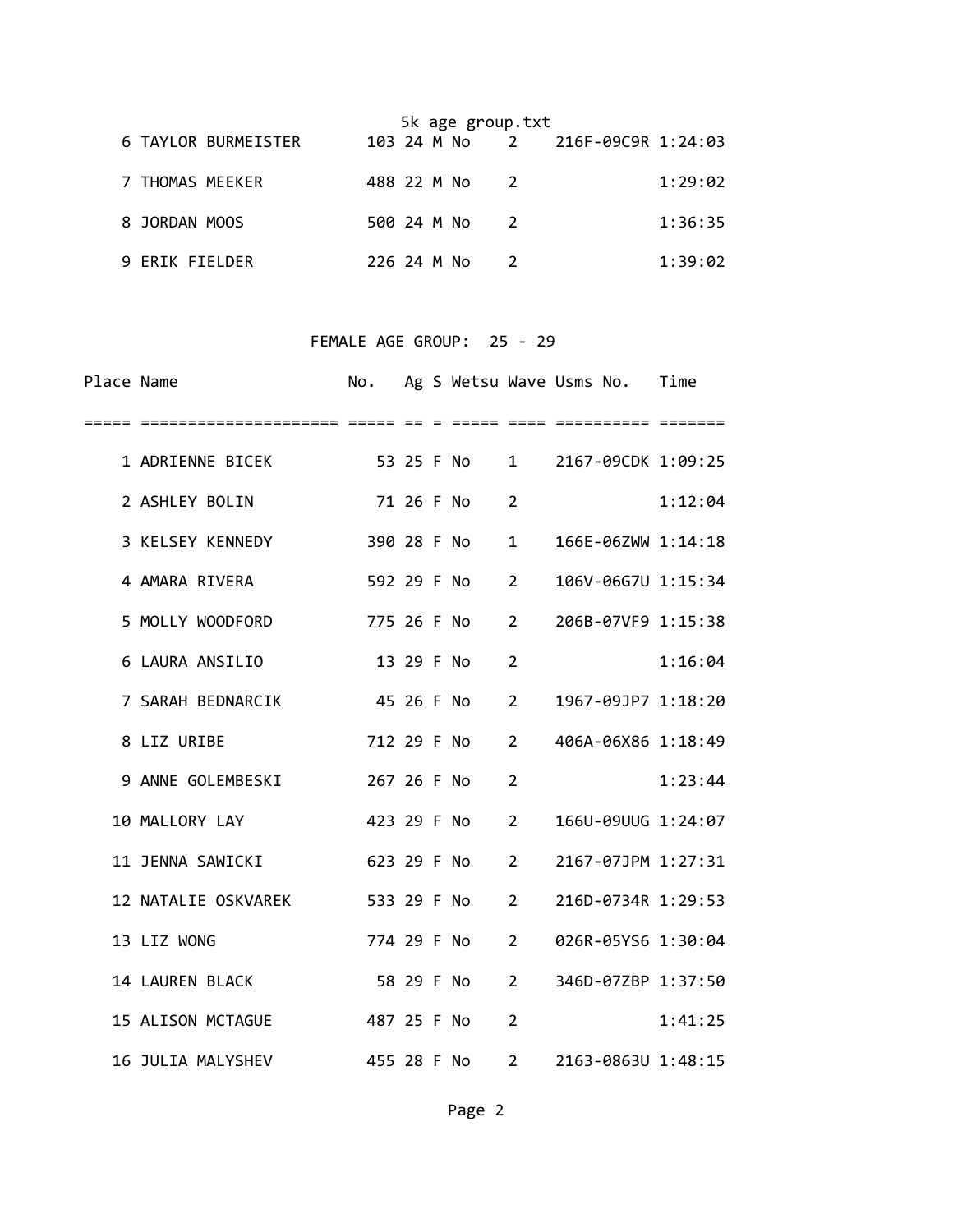| Place | Name | No. | Ag | S | Wetsu | Wave | Usms No. | Time |
|---|---|---|---|---|---|---|---|---|
| 6 | TAYLOR BURMEISTER | 103 | 24 | M | No | 2 | 216F-09C9R | 1:24:03 |
| 7 | THOMAS MEEKER | 488 | 22 | M | No | 2 | | 1:29:02 |
| 8 | JORDAN MOOS | 500 | 24 | M | No | 2 | | 1:36:35 |
| 9 | ERIK FIELDER | 226 | 24 | M | No | 2 | | 1:39:02 |

## FEMALE AGE GROUP: 25 - 29

| Place | Name | No. | Ag | S | Wetsu | Wave | Usms No. | Time |
|---|---|---|---|---|---|---|---|---|
| 1 | ADRIENNE BICEK | 53 | 25 | F | No | 1 | 2167-09CDK | 1:09:25 |
| 2 | ASHLEY BOLIN | 71 | 26 | F | No | 2 | | 1:12:04 |
| 3 | KELSEY KENNEDY | 390 | 28 | F | No | 1 | 166E-06ZWW | 1:14:18 |
| 4 | AMARA RIVERA | 592 | 29 | F | No | 2 | 106V-06G7U | 1:15:34 |
| 5 | MOLLY WOODFORD | 775 | 26 | F | No | 2 | 206B-07VF9 | 1:15:38 |
| 6 | LAURA ANSILIO | 13 | 29 | F | No | 2 | | 1:16:04 |
| 7 | SARAH BEDNARCIK | 45 | 26 | F | No | 2 | 1967-09JP7 | 1:18:20 |
| 8 | LIZ URIBE | 712 | 29 | F | No | 2 | 406A-06X86 | 1:18:49 |
| 9 | ANNE GOLEMBESKI | 267 | 26 | F | No | 2 | | 1:23:44 |
| 10 | MALLORY LAY | 423 | 29 | F | No | 2 | 166U-09UUG | 1:24:07 |
| 11 | JENNA SAWICKI | 623 | 29 | F | No | 2 | 2167-07JPM | 1:27:31 |
| 12 | NATALIE OSKVAREK | 533 | 29 | F | No | 2 | 216D-0734R | 1:29:53 |
| 13 | LIZ WONG | 774 | 29 | F | No | 2 | 026R-05YS6 | 1:30:04 |
| 14 | LAUREN BLACK | 58 | 29 | F | No | 2 | 346D-07ZBP | 1:37:50 |
| 15 | ALISON MCTAGUE | 487 | 25 | F | No | 2 | | 1:41:25 |
| 16 | JULIA MALYSHEV | 455 | 28 | F | No | 2 | 2163-0863U | 1:48:15 |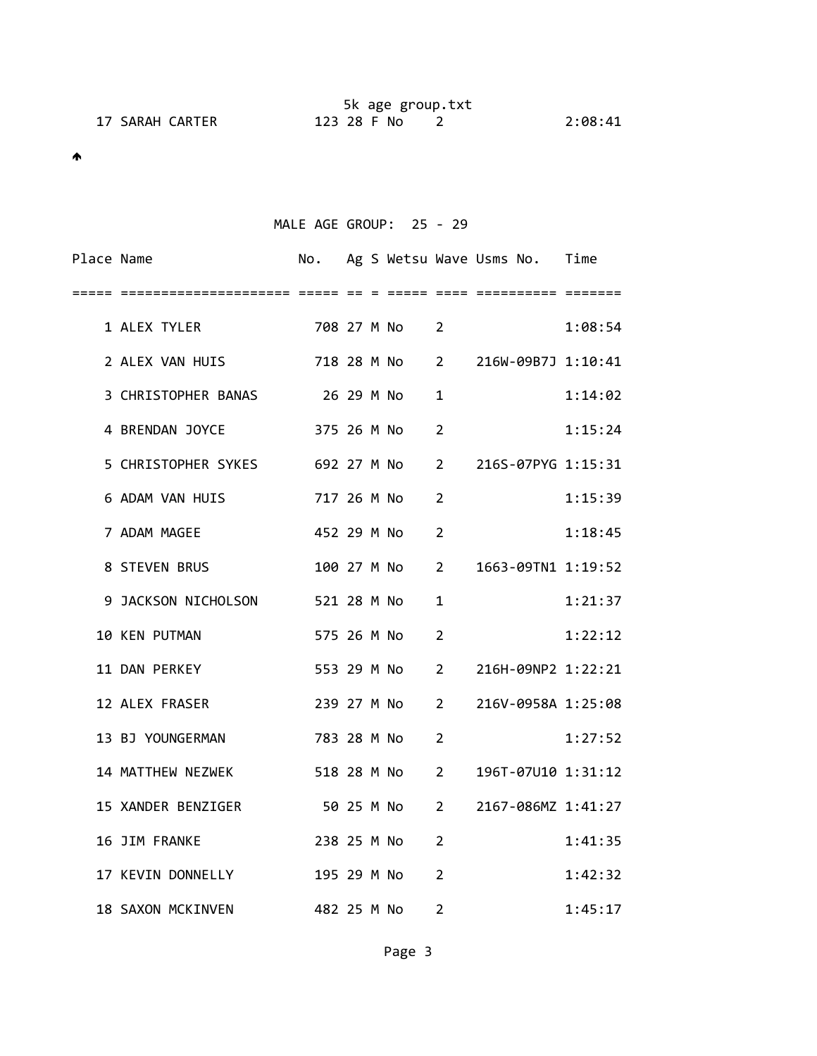| Place | Name | No. | Ag | S | Wetsu | Wave | Usms No. | Time |
|---|---|---|---|---|---|---|---|---|
| 17 | SARAH CARTER | 123 | 28 | F | No | 2 | | 2:08:41 |

## MALE AGE GROUP: 25 - 29

| Place | Name | No. | Ag | S | Wetsu | Wave | Usms No. | Time |
|---|---|---|---|---|---|---|---|---|
| 1 | ALEX TYLER | 708 | 27 | M | No | 2 | | 1:08:54 |
| 2 | ALEX VAN HUIS | 718 | 28 | M | No | 2 | 216W-09B7J | 1:10:41 |
| 3 | CHRISTOPHER BANAS | 26 | 29 | M | No | 1 | | 1:14:02 |
| 4 | BRENDAN JOYCE | 375 | 26 | M | No | 2 | | 1:15:24 |
| 5 | CHRISTOPHER SYKES | 692 | 27 | M | No | 2 | 216S-07PYG | 1:15:31 |
| 6 | ADAM VAN HUIS | 717 | 26 | M | No | 2 | | 1:15:39 |
| 7 | ADAM MAGEE | 452 | 29 | M | No | 2 | | 1:18:45 |
| 8 | STEVEN BRUS | 100 | 27 | M | No | 2 | 1663-09TN1 | 1:19:52 |
| 9 | JACKSON NICHOLSON | 521 | 28 | M | No | 1 | | 1:21:37 |
| 10 | KEN PUTMAN | 575 | 26 | M | No | 2 | | 1:22:12 |
| 11 | DAN PERKEY | 553 | 29 | M | No | 2 | 216H-09NP2 | 1:22:21 |
| 12 | ALEX FRASER | 239 | 27 | M | No | 2 | 216V-0958A | 1:25:08 |
| 13 | BJ YOUNGERMAN | 783 | 28 | M | No | 2 | | 1:27:52 |
| 14 | MATTHEW NEZWEK | 518 | 28 | M | No | 2 | 196T-07U10 | 1:31:12 |
| 15 | XANDER BENZIGER | 50 | 25 | M | No | 2 | 2167-086MZ | 1:41:27 |
| 16 | JIM FRANKE | 238 | 25 | M | No | 2 | | 1:41:35 |
| 17 | KEVIN DONNELLY | 195 | 29 | M | No | 2 | | 1:42:32 |
| 18 | SAXON MCKINVEN | 482 | 25 | M | No | 2 | | 1:45:17 |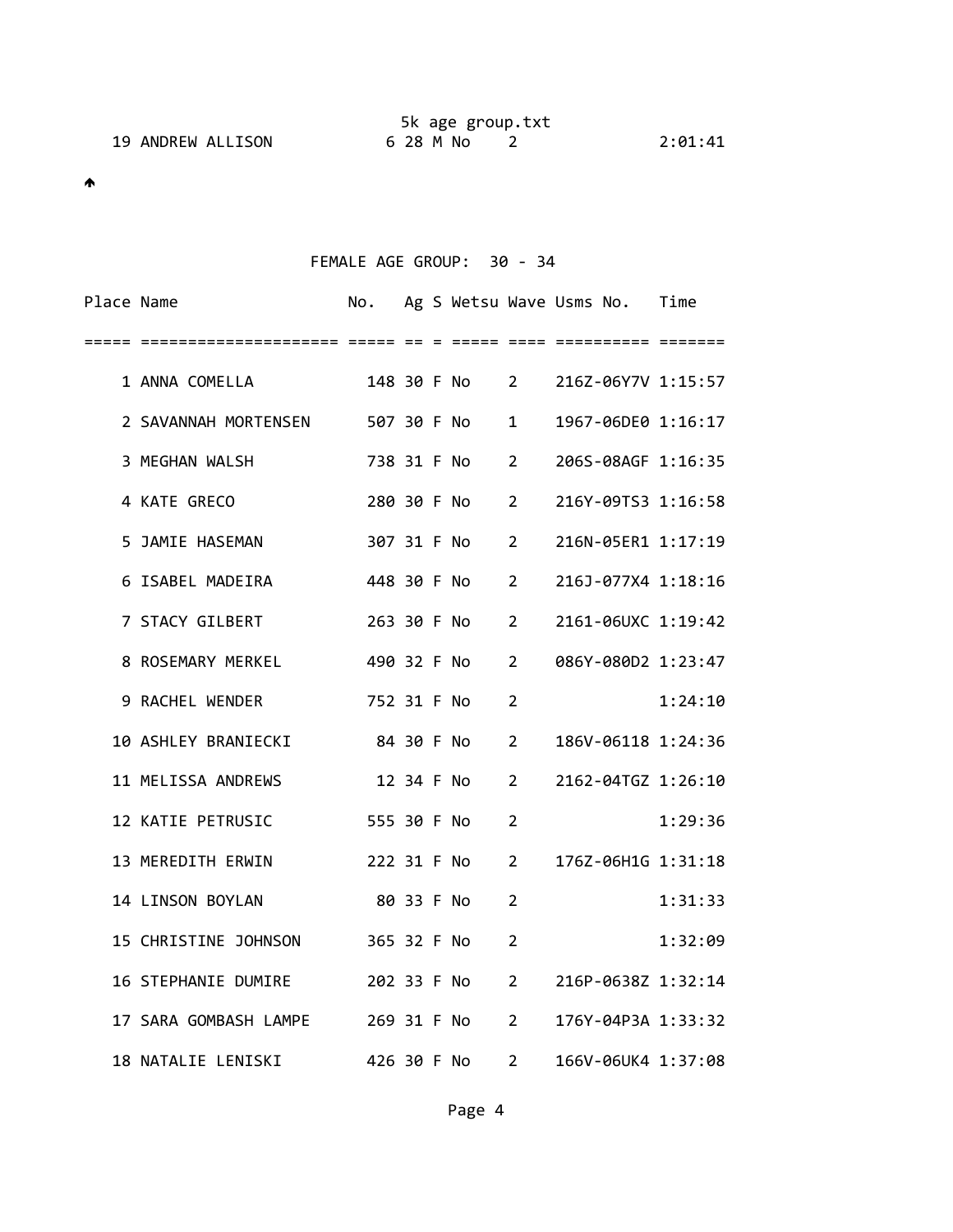| Place | Name | No. | Ag | S | Wetsu | Wave | Usms No. | Time |
|---|---|---|---|---|---|---|---|---|
| 19 | ANDREW ALLISON | 6 | 28 | M | No | 2 | | 2:01:41 |

## FEMALE AGE GROUP: 30 - 34

| Place | Name | No. | Ag | S | Wetsu | Wave | Usms No. | Time |
|---|---|---|---|---|---|---|---|---|
| 1 | ANNA COMELLA | 148 | 30 | F | No | 2 | 216Z-06Y7V | 1:15:57 |
| 2 | SAVANNAH MORTENSEN | 507 | 30 | F | No | 1 | 1967-06DE0 | 1:16:17 |
| 3 | MEGHAN WALSH | 738 | 31 | F | No | 2 | 206S-08AGF | 1:16:35 |
| 4 | KATE GRECO | 280 | 30 | F | No | 2 | 216Y-09TS3 | 1:16:58 |
| 5 | JAMIE HASEMAN | 307 | 31 | F | No | 2 | 216N-05ER1 | 1:17:19 |
| 6 | ISABEL MADEIRA | 448 | 30 | F | No | 2 | 216J-077X4 | 1:18:16 |
| 7 | STACY GILBERT | 263 | 30 | F | No | 2 | 2161-06UXC | 1:19:42 |
| 8 | ROSEMARY MERKEL | 490 | 32 | F | No | 2 | 086Y-080D2 | 1:23:47 |
| 9 | RACHEL WENDER | 752 | 31 | F | No | 2 | | 1:24:10 |
| 10 | ASHLEY BRANIECKI | 84 | 30 | F | No | 2 | 186V-06118 | 1:24:36 |
| 11 | MELISSA ANDREWS | 12 | 34 | F | No | 2 | 2162-04TGZ | 1:26:10 |
| 12 | KATIE PETRUSIC | 555 | 30 | F | No | 2 | | 1:29:36 |
| 13 | MEREDITH ERWIN | 222 | 31 | F | No | 2 | 176Z-06H1G | 1:31:18 |
| 14 | LINSON BOYLAN | 80 | 33 | F | No | 2 | | 1:31:33 |
| 15 | CHRISTINE JOHNSON | 365 | 32 | F | No | 2 | | 1:32:09 |
| 16 | STEPHANIE DUMIRE | 202 | 33 | F | No | 2 | 216P-0638Z | 1:32:14 |
| 17 | SARA GOMBASH LAMPE | 269 | 31 | F | No | 2 | 176Y-04P3A | 1:33:32 |
| 18 | NATALIE LENISKI | 426 | 30 | F | No | 2 | 166V-06UK4 | 1:37:08 |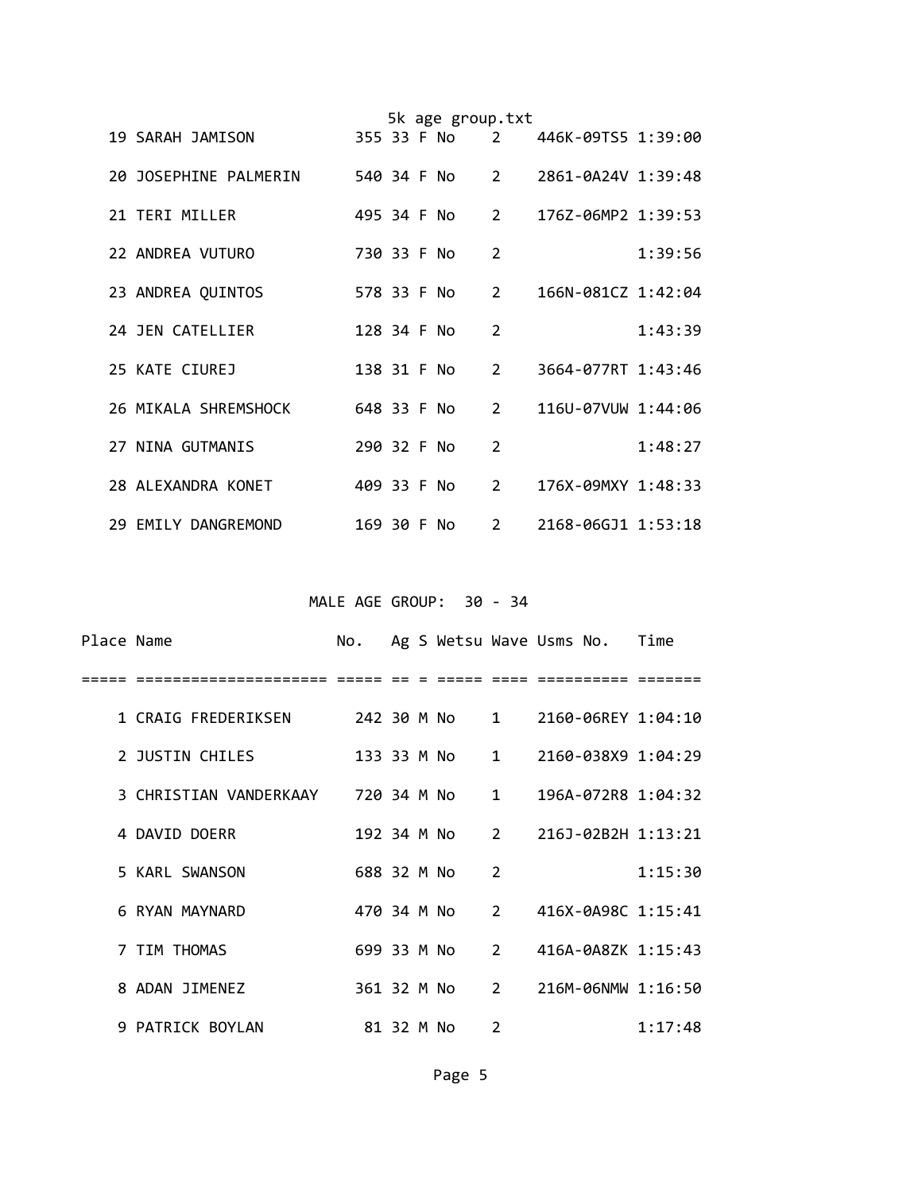| Place | Name | No. | Ag | S | Wetsu | Wave | Usms No. | Time |
|---|---|---|---|---|---|---|---|---|
| 19 | SARAH JAMISON | 355 | 33 | F | No | 2 | 446K-09TS5 | 1:39:00 |
| 20 | JOSEPHINE PALMERIN | 540 | 34 | F | No | 2 | 2861-0A24V | 1:39:48 |
| 21 | TERI MILLER | 495 | 34 | F | No | 2 | 176Z-06MP2 | 1:39:53 |
| 22 | ANDREA VUTURO | 730 | 33 | F | No | 2 | | 1:39:56 |
| 23 | ANDREA QUINTOS | 578 | 33 | F | No | 2 | 166N-081CZ | 1:42:04 |
| 24 | JEN CATELLIER | 128 | 34 | F | No | 2 | | 1:43:39 |
| 25 | KATE CIUREJ | 138 | 31 | F | No | 2 | 3664-077RT | 1:43:46 |
| 26 | MIKALA SHREMSHOCK | 648 | 33 | F | No | 2 | 116U-07VUW | 1:44:06 |
| 27 | NINA GUTMANIS | 290 | 32 | F | No | 2 | | 1:48:27 |
| 28 | ALEXANDRA KONET | 409 | 33 | F | No | 2 | 176X-09MXY | 1:48:33 |
| 29 | EMILY DANGREMOND | 169 | 30 | F | No | 2 | 2168-06GJ1 | 1:53:18 |

## MALE AGE GROUP: 30 - 34

| Place | Name | No. | Ag | S | Wetsu | Wave | Usms No. | Time |
|---|---|---|---|---|---|---|---|---|
| 1 | CRAIG FREDERIKSEN | 242 | 30 | M | No | 1 | 2160-06REY | 1:04:10 |
| 2 | JUSTIN CHILES | 133 | 33 | M | No | 1 | 2160-038X9 | 1:04:29 |
| 3 | CHRISTIAN VANDERKAAY | 720 | 34 | M | No | 1 | 196A-072R8 | 1:04:32 |
| 4 | DAVID DOERR | 192 | 34 | M | No | 2 | 216J-02B2H | 1:13:21 |
| 5 | KARL SWANSON | 688 | 32 | M | No | 2 | | 1:15:30 |
| 6 | RYAN MAYNARD | 470 | 34 | M | No | 2 | 416X-0A98C | 1:15:41 |
| 7 | TIM THOMAS | 699 | 33 | M | No | 2 | 416A-0A8ZK | 1:15:43 |
| 8 | ADAN JIMENEZ | 361 | 32 | M | No | 2 | 216M-06NMW | 1:16:50 |
| 9 | PATRICK BOYLAN | 81 | 32 | M | No | 2 | | 1:17:48 |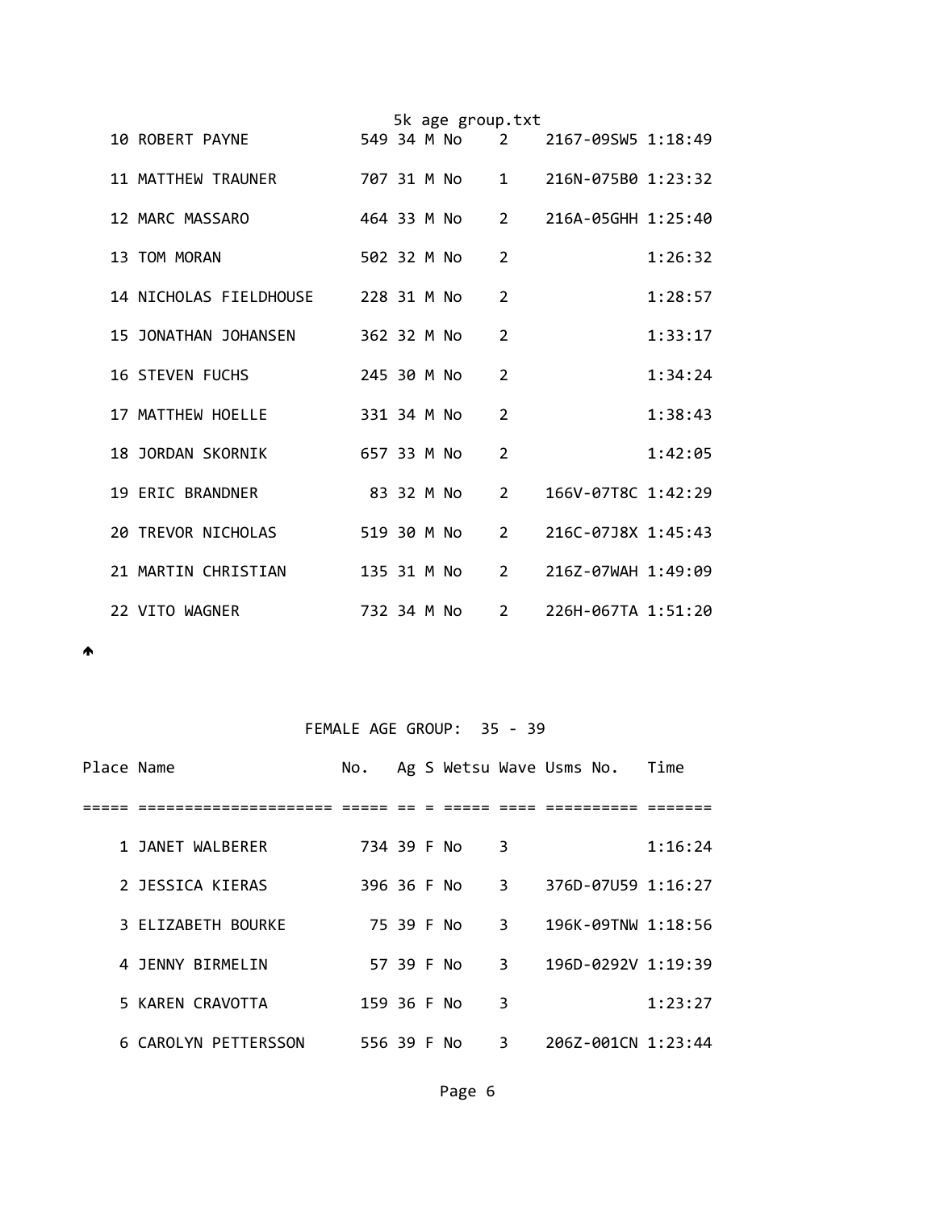| Place | Name | No. | Ag | S | Wetsu | Wave | Usms No. | Time |
|---|---|---|---|---|---|---|---|---|
| 10 | ROBERT PAYNE | 549 | 34 | M | No | 2 | 2167-09SW5 | 1:18:49 |
| 11 | MATTHEW TRAUNER | 707 | 31 | M | No | 1 | 216N-075B0 | 1:23:32 |
| 12 | MARC MASSARO | 464 | 33 | M | No | 2 | 216A-05GHH | 1:25:40 |
| 13 | TOM MORAN | 502 | 32 | M | No | 2 | | 1:26:32 |
| 14 | NICHOLAS FIELDHOUSE | 228 | 31 | M | No | 2 | | 1:28:57 |
| 15 | JONATHAN JOHANSEN | 362 | 32 | M | No | 2 | | 1:33:17 |
| 16 | STEVEN FUCHS | 245 | 30 | M | No | 2 | | 1:34:24 |
| 17 | MATTHEW HOELLE | 331 | 34 | M | No | 2 | | 1:38:43 |
| 18 | JORDAN SKORNIK | 657 | 33 | M | No | 2 | | 1:42:05 |
| 19 | ERIC BRANDNER | 83 | 32 | M | No | 2 | 166V-07T8C | 1:42:29 |
| 20 | TREVOR NICHOLAS | 519 | 30 | M | No | 2 | 216C-07J8X | 1:45:43 |
| 21 | MARTIN CHRISTIAN | 135 | 31 | M | No | 2 | 216Z-07WAH | 1:49:09 |
| 22 | VITO WAGNER | 732 | 34 | M | No | 2 | 226H-067TA | 1:51:20 |

## FEMALE AGE GROUP: 35 - 39

| Place | Name | No. | Ag | S | Wetsu | Wave | Usms No. | Time |
|---|---|---|---|---|---|---|---|---|
| 1 | JANET WALBERER | 734 | 39 | F | No | 3 | | 1:16:24 |
| 2 | JESSICA KIERAS | 396 | 36 | F | No | 3 | 376D-07U59 | 1:16:27 |
| 3 | ELIZABETH BOURKE | 75 | 39 | F | No | 3 | 196K-09TNW | 1:18:56 |
| 4 | JENNY BIRMELIN | 57 | 39 | F | No | 3 | 196D-0292V | 1:19:39 |
| 5 | KAREN CRAVOTTA | 159 | 36 | F | No | 3 | | 1:23:27 |
| 6 | CAROLYN PETTERSSON | 556 | 39 | F | No | 3 | 206Z-001CN | 1:23:44 |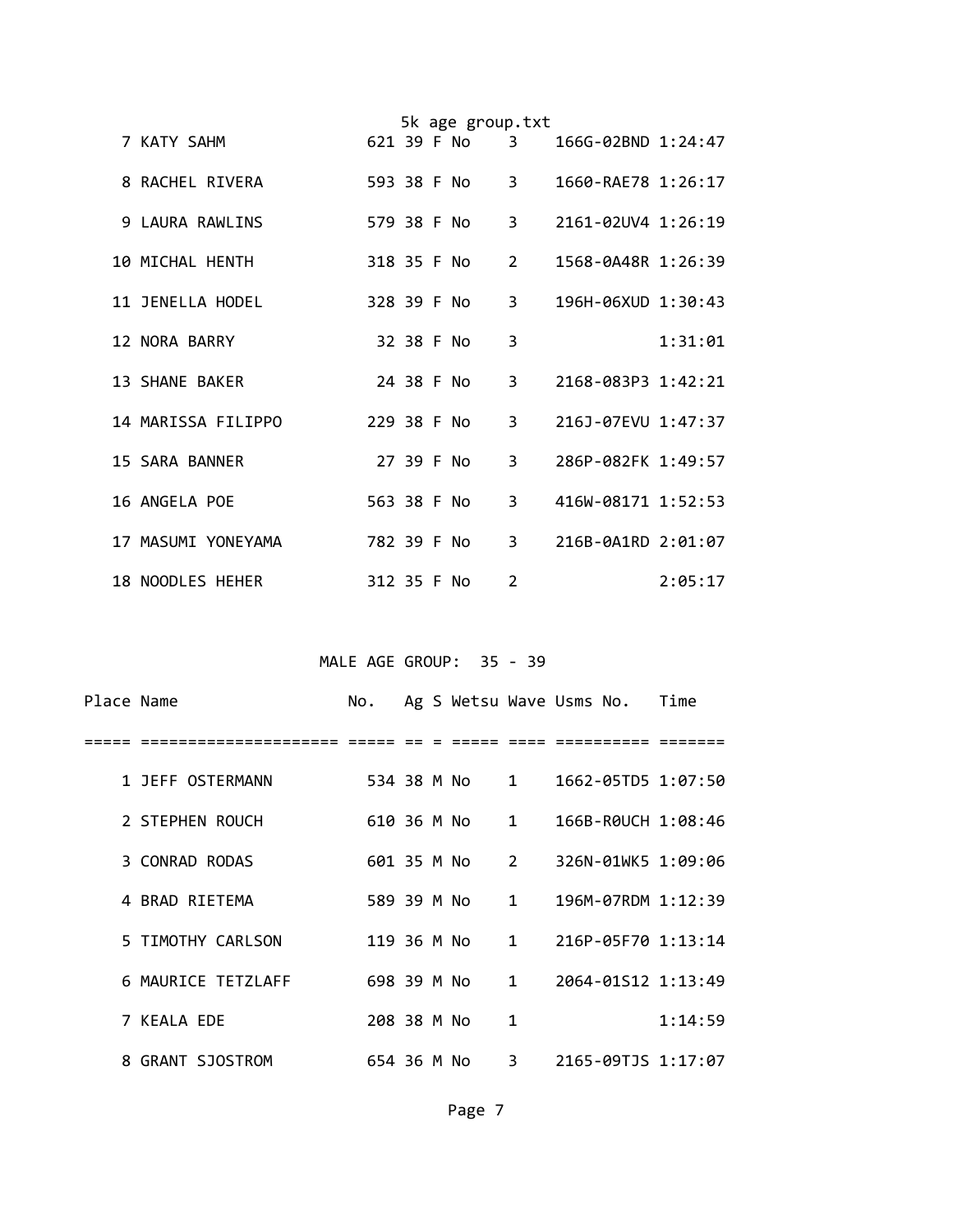| Place | Name | No. | Ag | S | Wetsu | Wave | Usms No. | Time |
|---|---|---|---|---|---|---|---|---|
| 7 | KATY SAHM | 621 | 39 | F | No | 3 | 166G-02BND | 1:24:47 |
| 8 | RACHEL RIVERA | 593 | 38 | F | No | 3 | 1660-RAE78 | 1:26:17 |
| 9 | LAURA RAWLINS | 579 | 38 | F | No | 3 | 2161-02UV4 | 1:26:19 |
| 10 | MICHAL HENTH | 318 | 35 | F | No | 2 | 1568-0A48R | 1:26:39 |
| 11 | JENELLA HODEL | 328 | 39 | F | No | 3 | 196H-06XUD | 1:30:43 |
| 12 | NORA BARRY | 32 | 38 | F | No | 3 | | 1:31:01 |
| 13 | SHANE BAKER | 24 | 38 | F | No | 3 | 2168-083P3 | 1:42:21 |
| 14 | MARISSA FILIPPO | 229 | 38 | F | No | 3 | 216J-07EVU | 1:47:37 |
| 15 | SARA BANNER | 27 | 39 | F | No | 3 | 286P-082FK | 1:49:57 |
| 16 | ANGELA POE | 563 | 38 | F | No | 3 | 416W-08171 | 1:52:53 |
| 17 | MASUMI YONEYAMA | 782 | 39 | F | No | 3 | 216B-0A1RD | 2:01:07 |
| 18 | NOODLES HEHER | 312 | 35 | F | No | 2 | | 2:05:17 |

## MALE AGE GROUP: 35 - 39

| Place | Name | No. | Ag | S | Wetsu | Wave | Usms No. | Time |
|---|---|---|---|---|---|---|---|---|
| 1 | JEFF OSTERMANN | 534 | 38 | M | No | 1 | 1662-05TD5 | 1:07:50 |
| 2 | STEPHEN ROUCH | 610 | 36 | M | No | 1 | 166B-R0UCH | 1:08:46 |
| 3 | CONRAD RODAS | 601 | 35 | M | No | 2 | 326N-01WK5 | 1:09:06 |
| 4 | BRAD RIETEMA | 589 | 39 | M | No | 1 | 196M-07RDM | 1:12:39 |
| 5 | TIMOTHY CARLSON | 119 | 36 | M | No | 1 | 216P-05F70 | 1:13:14 |
| 6 | MAURICE TETZLAFF | 698 | 39 | M | No | 1 | 2064-01S12 | 1:13:49 |
| 7 | KEALA EDE | 208 | 38 | M | No | 1 | | 1:14:59 |
| 8 | GRANT SJOSTROM | 654 | 36 | M | No | 3 | 2165-09TJS | 1:17:07 |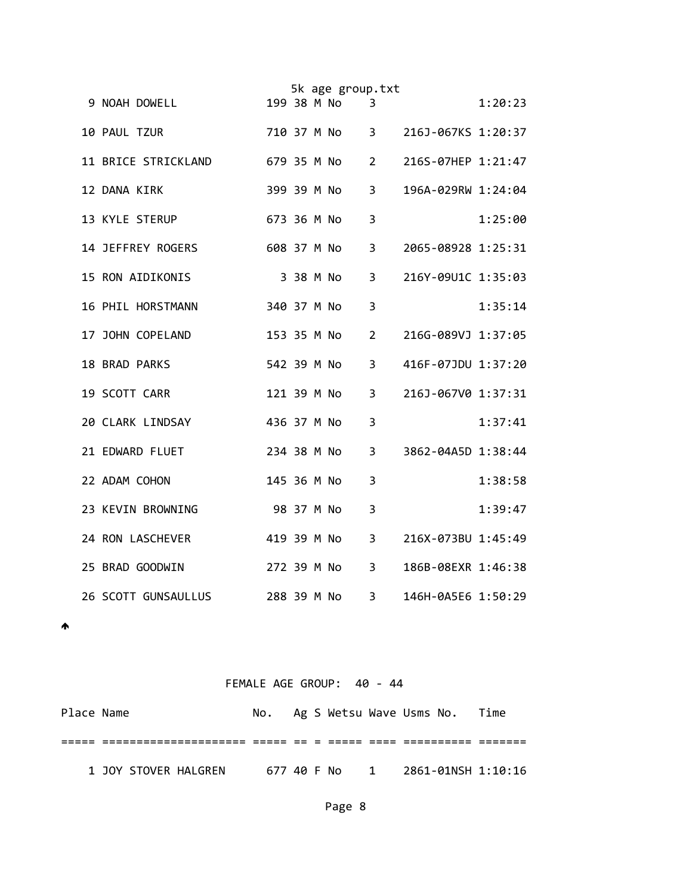| Place | Name | No. | Ag | S | Wetsu | Wave | Usms No. | Time |
|---|---|---|---|---|---|---|---|---|
| 9 | NOAH DOWELL | 199 | 38 | M | No | 3 | | 1:20:23 |
| 10 | PAUL TZUR | 710 | 37 | M | No | 3 | 216J-067KS | 1:20:37 |
| 11 | BRICE STRICKLAND | 679 | 35 | M | No | 2 | 216S-07HEP | 1:21:47 |
| 12 | DANA KIRK | 399 | 39 | M | No | 3 | 196A-029RW | 1:24:04 |
| 13 | KYLE STERUP | 673 | 36 | M | No | 3 | | 1:25:00 |
| 14 | JEFFREY ROGERS | 608 | 37 | M | No | 3 | 2065-08928 | 1:25:31 |
| 15 | RON AIDIKONIS | 3 | 38 | M | No | 3 | 216Y-09U1C | 1:35:03 |
| 16 | PHIL HORSTMANN | 340 | 37 | M | No | 3 | | 1:35:14 |
| 17 | JOHN COPELAND | 153 | 35 | M | No | 2 | 216G-089VJ | 1:37:05 |
| 18 | BRAD PARKS | 542 | 39 | M | No | 3 | 416F-07JDU | 1:37:20 |
| 19 | SCOTT CARR | 121 | 39 | M | No | 3 | 216J-067V0 | 1:37:31 |
| 20 | CLARK LINDSAY | 436 | 37 | M | No | 3 | | 1:37:41 |
| 21 | EDWARD FLUET | 234 | 38 | M | No | 3 | 3862-04A5D | 1:38:44 |
| 22 | ADAM COHON | 145 | 36 | M | No | 3 | | 1:38:58 |
| 23 | KEVIN BROWNING | 98 | 37 | M | No | 3 | | 1:39:47 |
| 24 | RON LASCHEVER | 419 | 39 | M | No | 3 | 216X-073BU | 1:45:49 |
| 25 | BRAD GOODWIN | 272 | 39 | M | No | 3 | 186B-08EXR | 1:46:38 |
| 26 | SCOTT GUNSAULLUS | 288 | 39 | M | No | 3 | 146H-0A5E6 | 1:50:29 |

## FEMALE AGE GROUP: 40 - 44

| Place | Name | No. | Ag | S | Wetsu | Wave | Usms No. | Time |
|---|---|---|---|---|---|---|---|---|
| 1 | JOY STOVER HALGREN | 677 | 40 | F | No | 1 | 2861-01NSH | 1:10:16 |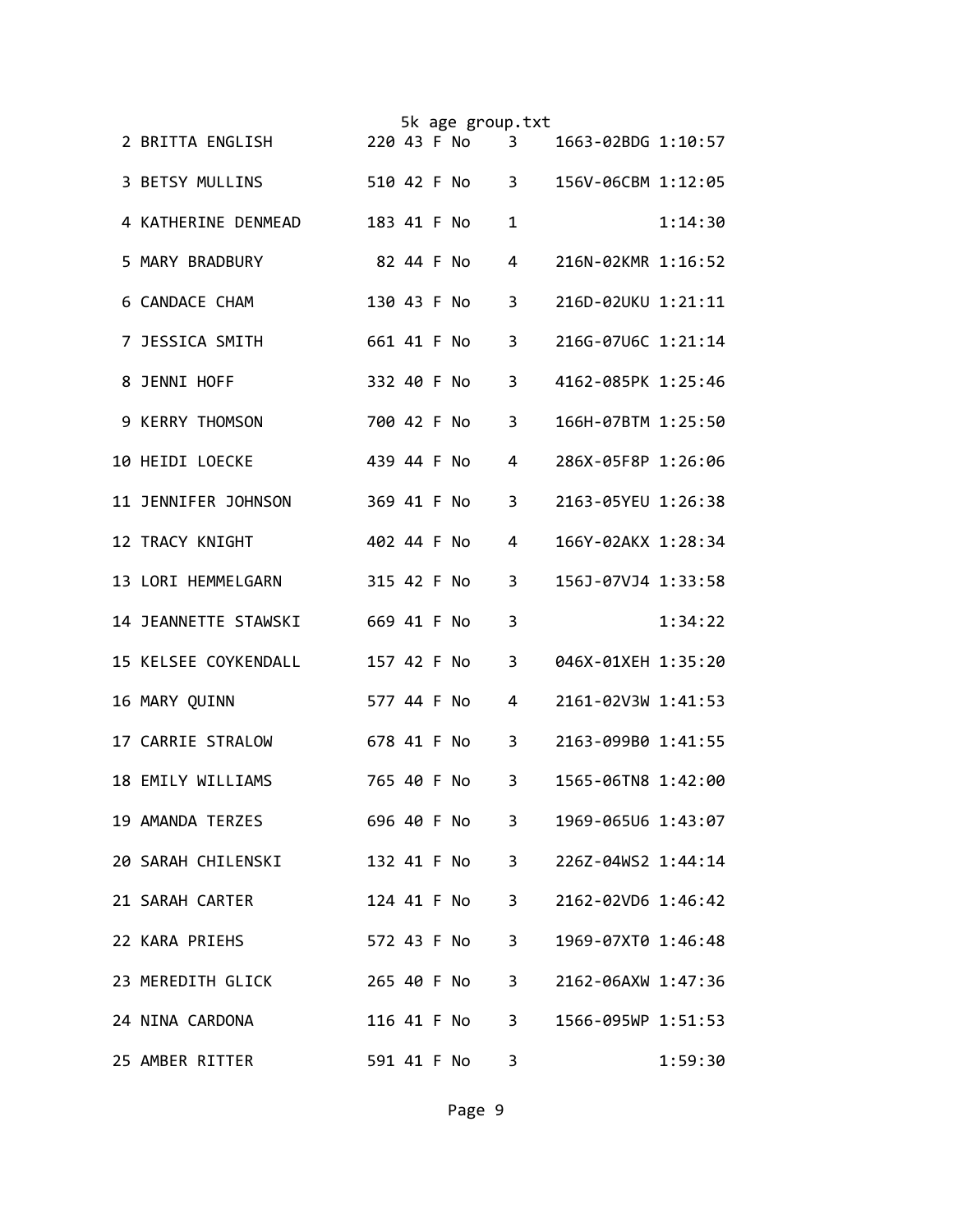```
  2 BRITTA ENGLISH          220 43 F No    3    1663-02BDG 1:10:57

  3 BETSY MULLINS           510 42 F No    3    156V-06CBM 1:12:05

  4 KATHERINE DENMEAD       183 41 F No    1               1:14:30

  5 MARY BRADBURY            82 44 F No    4    216N-02KMR 1:16:52

  6 CANDACE CHAM            130 43 F No    3    216D-02UKU 1:21:11

  7 JESSICA SMITH           661 41 F No    3    216G-07U6C 1:21:14

  8 JENNI HOFF              332 40 F No    3    4162-085PK 1:25:46

  9 KERRY THOMSON           700 42 F No    3    166H-07BTM 1:25:50

 10 HEIDI LOECKE            439 44 F No    4    286X-05F8P 1:26:06

 11 JENNIFER JOHNSON        369 41 F No    3    2163-05YEU 1:26:38

 12 TRACY KNIGHT            402 44 F No    4    166Y-02AKX 1:28:34

 13 LORI HEMMELGARN         315 42 F No    3    156J-07VJ4 1:33:58

 14 JEANNETTE STAWSKI       669 41 F No    3               1:34:22

 15 KELSEE COYKENDALL       157 42 F No    3    046X-01XEH 1:35:20

 16 MARY QUINN              577 44 F No    4    2161-02V3W 1:41:53

 17 CARRIE STRALOW          678 41 F No    3    2163-099B0 1:41:55

 18 EMILY WILLIAMS          765 40 F No    3    1565-06TN8 1:42:00

 19 AMANDA TERZES           696 40 F No    3    1969-065U6 1:43:07

 20 SARAH CHILENSKI         132 41 F No    3    226Z-04WS2 1:44:14

 21 SARAH CARTER            124 41 F No    3    2162-02VD6 1:46:42

 22 KARA PRIEHS             572 43 F No    3    1969-07XT0 1:46:48

 23 MEREDITH GLICK          265 40 F No    3    2162-06AXW 1:47:36

 24 NINA CARDONA            116 41 F No    3    1566-095WP 1:51:53

 25 AMBER RITTER            591 41 F No    3               1:59:30
```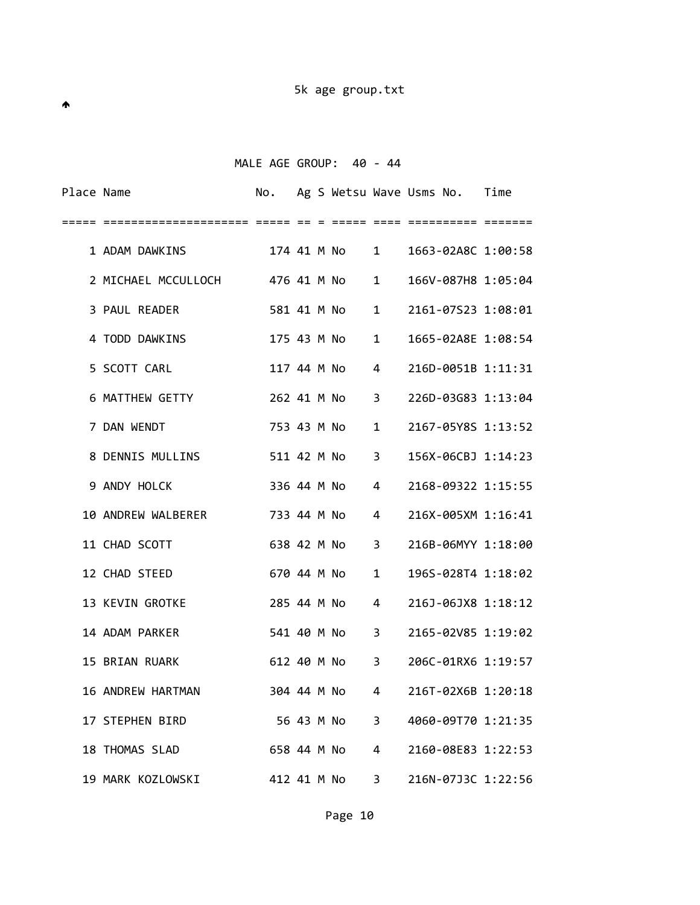## MALE AGE GROUP: 40 - 44

| Place | Name | No. | Ag | S | Wetsu | Wave | Usms No. | Time |
|---|---|---|---|---|---|---|---|---|
| 1 | ADAM DAWKINS | 174 | 41 | M | No | 1 | 1663-02A8C | 1:00:58 |
| 2 | MICHAEL MCCULLOCH | 476 | 41 | M | No | 1 | 166V-087H8 | 1:05:04 |
| 3 | PAUL READER | 581 | 41 | M | No | 1 | 2161-07S23 | 1:08:01 |
| 4 | TODD DAWKINS | 175 | 43 | M | No | 1 | 1665-02A8E | 1:08:54 |
| 5 | SCOTT CARL | 117 | 44 | M | No | 4 | 216D-0051B | 1:11:31 |
| 6 | MATTHEW GETTY | 262 | 41 | M | No | 3 | 226D-03G83 | 1:13:04 |
| 7 | DAN WENDT | 753 | 43 | M | No | 1 | 2167-05Y8S | 1:13:52 |
| 8 | DENNIS MULLINS | 511 | 42 | M | No | 3 | 156X-06CBJ | 1:14:23 |
| 9 | ANDY HOLCK | 336 | 44 | M | No | 4 | 2168-09322 | 1:15:55 |
| 10 | ANDREW WALBERER | 733 | 44 | M | No | 4 | 216X-005XM | 1:16:41 |
| 11 | CHAD SCOTT | 638 | 42 | M | No | 3 | 216B-06MYY | 1:18:00 |
| 12 | CHAD STEED | 670 | 44 | M | No | 1 | 196S-028T4 | 1:18:02 |
| 13 | KEVIN GROTKE | 285 | 44 | M | No | 4 | 216J-06JX8 | 1:18:12 |
| 14 | ADAM PARKER | 541 | 40 | M | No | 3 | 2165-02V85 | 1:19:02 |
| 15 | BRIAN RUARK | 612 | 40 | M | No | 3 | 206C-01RX6 | 1:19:57 |
| 16 | ANDREW HARTMAN | 304 | 44 | M | No | 4 | 216T-02X6B | 1:20:18 |
| 17 | STEPHEN BIRD | 56 | 43 | M | No | 3 | 4060-09T70 | 1:21:35 |
| 18 | THOMAS SLAD | 658 | 44 | M | No | 4 | 2160-08E83 | 1:22:53 |
| 19 | MARK KOZLOWSKI | 412 | 41 | M | No | 3 | 216N-07J3C | 1:22:56 |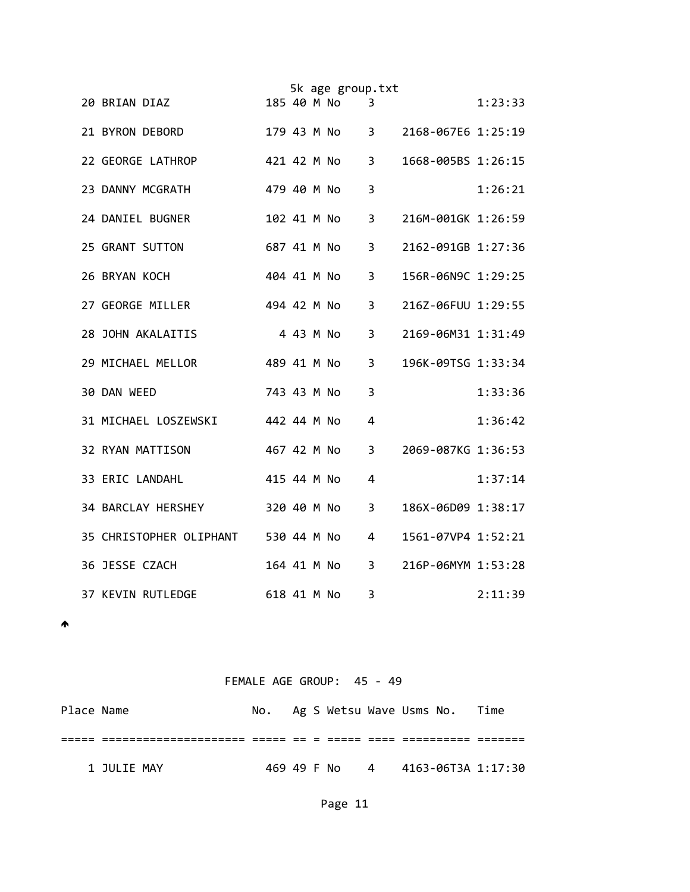| Place | Name | No. | Ag | S | Wetsu | Wave | Usms No. | Time |
|---|---|---|---|---|---|---|---|---|
| 20 | BRIAN DIAZ | 185 | 40 | M | No | 3 | | 1:23:33 |
| 21 | BYRON DEBORD | 179 | 43 | M | No | 3 | 2168-067E6 | 1:25:19 |
| 22 | GEORGE LATHROP | 421 | 42 | M | No | 3 | 1668-005BS | 1:26:15 |
| 23 | DANNY MCGRATH | 479 | 40 | M | No | 3 | | 1:26:21 |
| 24 | DANIEL BUGNER | 102 | 41 | M | No | 3 | 216M-001GK | 1:26:59 |
| 25 | GRANT SUTTON | 687 | 41 | M | No | 3 | 2162-091GB | 1:27:36 |
| 26 | BRYAN KOCH | 404 | 41 | M | No | 3 | 156R-06N9C | 1:29:25 |
| 27 | GEORGE MILLER | 494 | 42 | M | No | 3 | 216Z-06FUU | 1:29:55 |
| 28 | JOHN AKALAITIS | 4 | 43 | M | No | 3 | 2169-06M31 | 1:31:49 |
| 29 | MICHAEL MELLOR | 489 | 41 | M | No | 3 | 196K-09TSG | 1:33:34 |
| 30 | DAN WEED | 743 | 43 | M | No | 3 | | 1:33:36 |
| 31 | MICHAEL LOSZEWSKI | 442 | 44 | M | No | 4 | | 1:36:42 |
| 32 | RYAN MATTISON | 467 | 42 | M | No | 3 | 2069-087KG | 1:36:53 |
| 33 | ERIC LANDAHL | 415 | 44 | M | No | 4 | | 1:37:14 |
| 34 | BARCLAY HERSHEY | 320 | 40 | M | No | 3 | 186X-06D09 | 1:38:17 |
| 35 | CHRISTOPHER OLIPHANT | 530 | 44 | M | No | 4 | 1561-07VP4 | 1:52:21 |
| 36 | JESSE CZACH | 164 | 41 | M | No | 3 | 216P-06MYM | 1:53:28 |
| 37 | KEVIN RUTLEDGE | 618 | 41 | M | No | 3 | | 2:11:39 |

## FEMALE AGE GROUP: 45 - 49

| Place | Name | No. | Ag | S | Wetsu | Wave | Usms No. | Time |
|---|---|---|---|---|---|---|---|---|
| 1 | JULIE MAY | 469 | 49 | F | No | 4 | 4163-06T3A | 1:17:30 |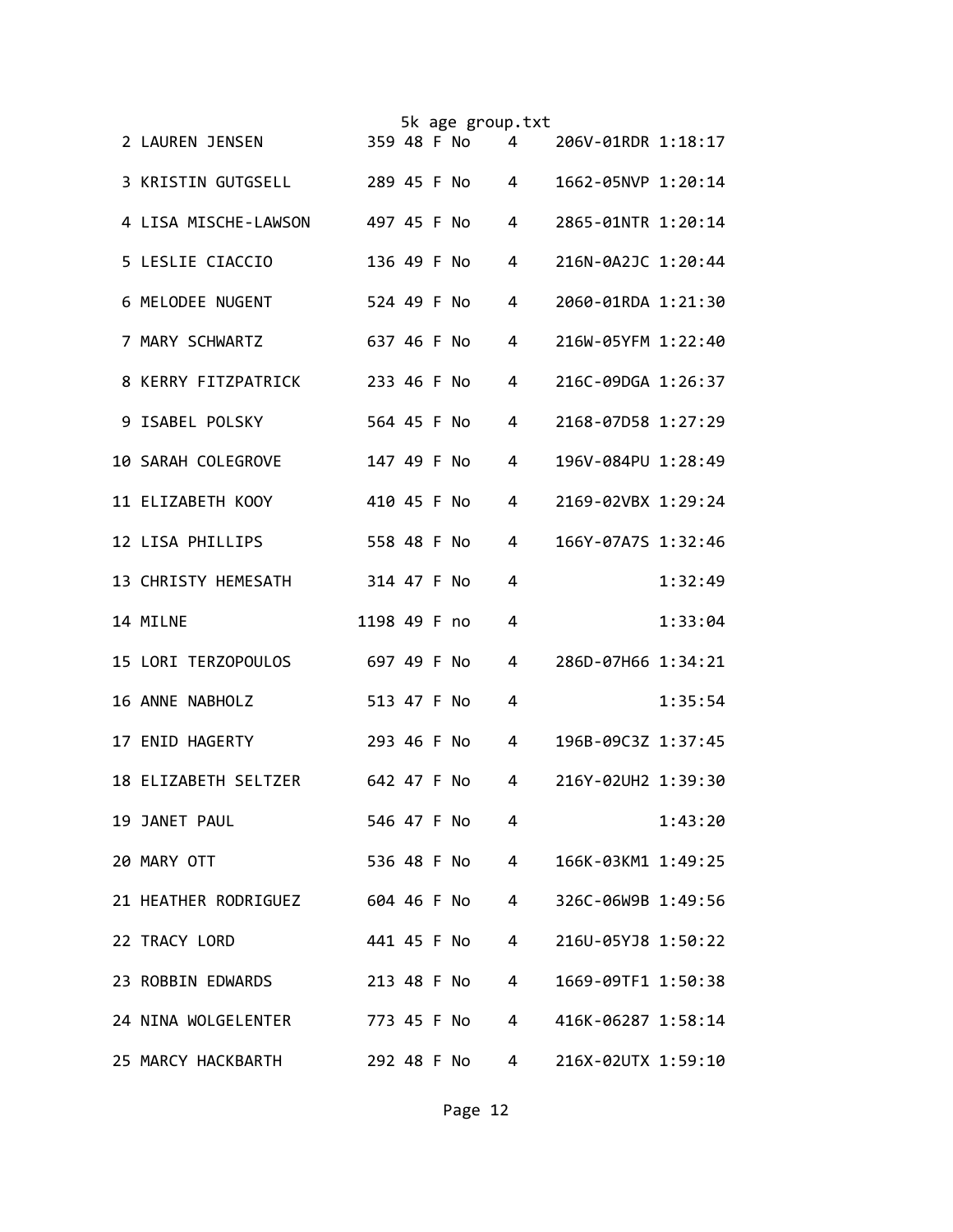| | | | | | | | | |
|---|---|---|---|---|---|---|---|---|
| 2 | LAUREN JENSEN | 359 | 48 | F | No | 4 | 206V-01RDR | 1:18:17 |
| 3 | KRISTIN GUTGSELL | 289 | 45 | F | No | 4 | 1662-05NVP | 1:20:14 |
| 4 | LISA MISCHE-LAWSON | 497 | 45 | F | No | 4 | 2865-01NTR | 1:20:14 |
| 5 | LESLIE CIACCIO | 136 | 49 | F | No | 4 | 216N-0A2JC | 1:20:44 |
| 6 | MELODEE NUGENT | 524 | 49 | F | No | 4 | 2060-01RDA | 1:21:30 |
| 7 | MARY SCHWARTZ | 637 | 46 | F | No | 4 | 216W-05YFM | 1:22:40 |
| 8 | KERRY FITZPATRICK | 233 | 46 | F | No | 4 | 216C-09DGA | 1:26:37 |
| 9 | ISABEL POLSKY | 564 | 45 | F | No | 4 | 2168-07D58 | 1:27:29 |
| 10 | SARAH COLEGROVE | 147 | 49 | F | No | 4 | 196V-084PU | 1:28:49 |
| 11 | ELIZABETH KOOY | 410 | 45 | F | No | 4 | 2169-02VBX | 1:29:24 |
| 12 | LISA PHILLIPS | 558 | 48 | F | No | 4 | 166Y-07A7S | 1:32:46 |
| 13 | CHRISTY HEMESATH | 314 | 47 | F | No | 4 | | 1:32:49 |
| 14 | MILNE | 1198 | 49 | F | no | 4 | | 1:33:04 |
| 15 | LORI TERZOPOULOS | 697 | 49 | F | No | 4 | 286D-07H66 | 1:34:21 |
| 16 | ANNE NABHOLZ | 513 | 47 | F | No | 4 | | 1:35:54 |
| 17 | ENID HAGERTY | 293 | 46 | F | No | 4 | 196B-09C3Z | 1:37:45 |
| 18 | ELIZABETH SELTZER | 642 | 47 | F | No | 4 | 216Y-02UH2 | 1:39:30 |
| 19 | JANET PAUL | 546 | 47 | F | No | 4 | | 1:43:20 |
| 20 | MARY OTT | 536 | 48 | F | No | 4 | 166K-03KM1 | 1:49:25 |
| 21 | HEATHER RODRIGUEZ | 604 | 46 | F | No | 4 | 326C-06W9B | 1:49:56 |
| 22 | TRACY LORD | 441 | 45 | F | No | 4 | 216U-05YJ8 | 1:50:22 |
| 23 | ROBBIN EDWARDS | 213 | 48 | F | No | 4 | 1669-09TF1 | 1:50:38 |
| 24 | NINA WOLGELENTER | 773 | 45 | F | No | 4 | 416K-06287 | 1:58:14 |
| 25 | MARCY HACKBARTH | 292 | 48 | F | No | 4 | 216X-02UTX | 1:59:10 |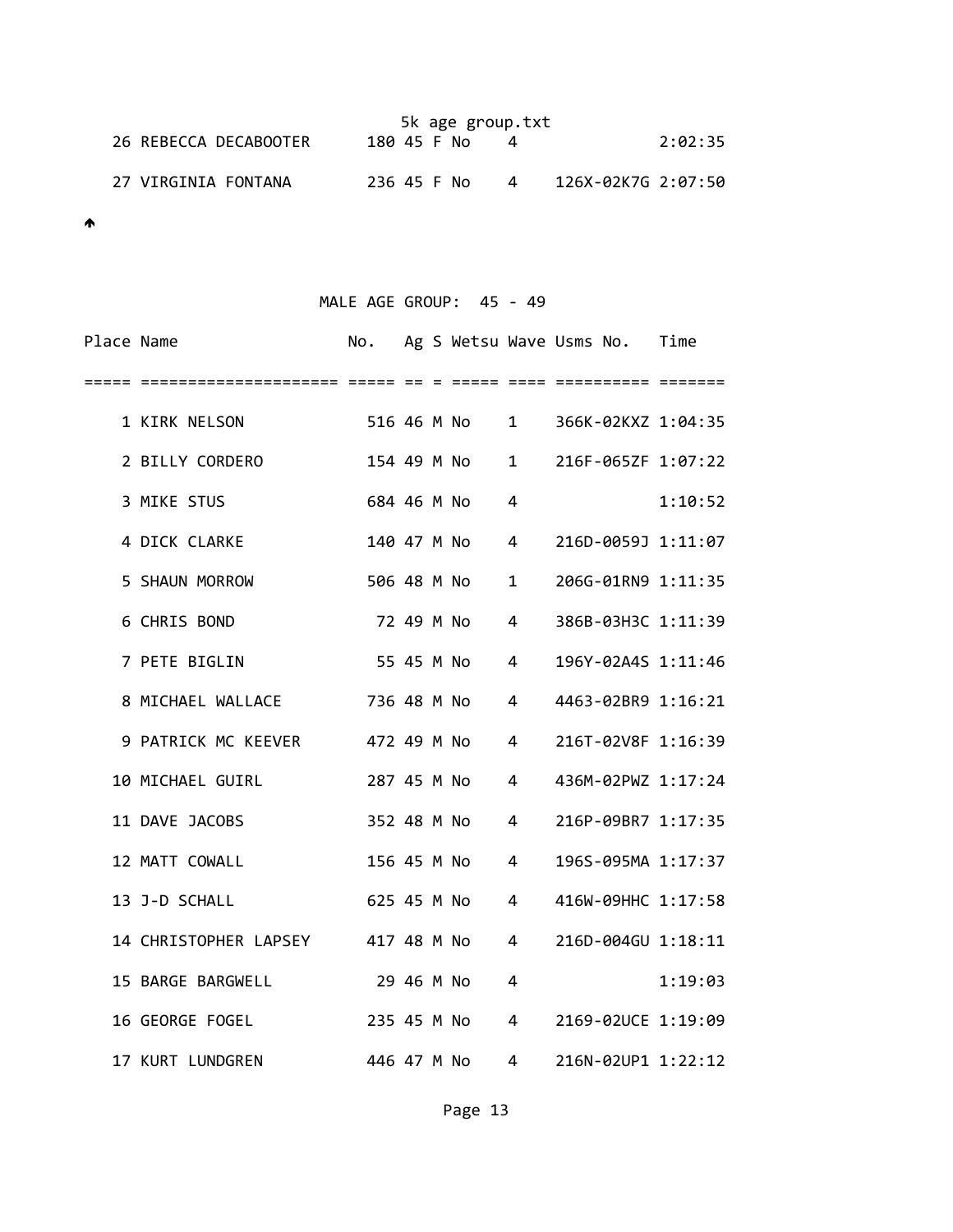| Place | Name | No. | Ag | S | Wetsu | Wave | Usms No. | Time |
|---|---|---|---|---|---|---|---|---|
| 26 | REBECCA DECABOOTER | 180 | 45 | F | No | 4 | | 2:02:35 |
| 27 | VIRGINIA FONTANA | 236 | 45 | F | No | 4 | 126X-02K7G | 2:07:50 |

🡅

## MALE AGE GROUP: 45 - 49

| Place | Name | No. | Ag | S | Wetsu | Wave | Usms No. | Time |
|---|---|---|---|---|---|---|---|---|
| 1 | KIRK NELSON | 516 | 46 | M | No | 1 | 366K-02KXZ | 1:04:35 |
| 2 | BILLY CORDERO | 154 | 49 | M | No | 1 | 216F-065ZF | 1:07:22 |
| 3 | MIKE STUS | 684 | 46 | M | No | 4 | | 1:10:52 |
| 4 | DICK CLARKE | 140 | 47 | M | No | 4 | 216D-0059J | 1:11:07 |
| 5 | SHAUN MORROW | 506 | 48 | M | No | 1 | 206G-01RN9 | 1:11:35 |
| 6 | CHRIS BOND | 72 | 49 | M | No | 4 | 386B-03H3C | 1:11:39 |
| 7 | PETE BIGLIN | 55 | 45 | M | No | 4 | 196Y-02A4S | 1:11:46 |
| 8 | MICHAEL WALLACE | 736 | 48 | M | No | 4 | 4463-02BR9 | 1:16:21 |
| 9 | PATRICK MC KEEVER | 472 | 49 | M | No | 4 | 216T-02V8F | 1:16:39 |
| 10 | MICHAEL GUIRL | 287 | 45 | M | No | 4 | 436M-02PWZ | 1:17:24 |
| 11 | DAVE JACOBS | 352 | 48 | M | No | 4 | 216P-09BR7 | 1:17:35 |
| 12 | MATT COWALL | 156 | 45 | M | No | 4 | 196S-095MA | 1:17:37 |
| 13 | J-D SCHALL | 625 | 45 | M | No | 4 | 416W-09HHC | 1:17:58 |
| 14 | CHRISTOPHER LAPSEY | 417 | 48 | M | No | 4 | 216D-004GU | 1:18:11 |
| 15 | BARGE BARGWELL | 29 | 46 | M | No | 4 | | 1:19:03 |
| 16 | GEORGE FOGEL | 235 | 45 | M | No | 4 | 2169-02UCE | 1:19:09 |
| 17 | KURT LUNDGREN | 446 | 47 | M | No | 4 | 216N-02UP1 | 1:22:12 |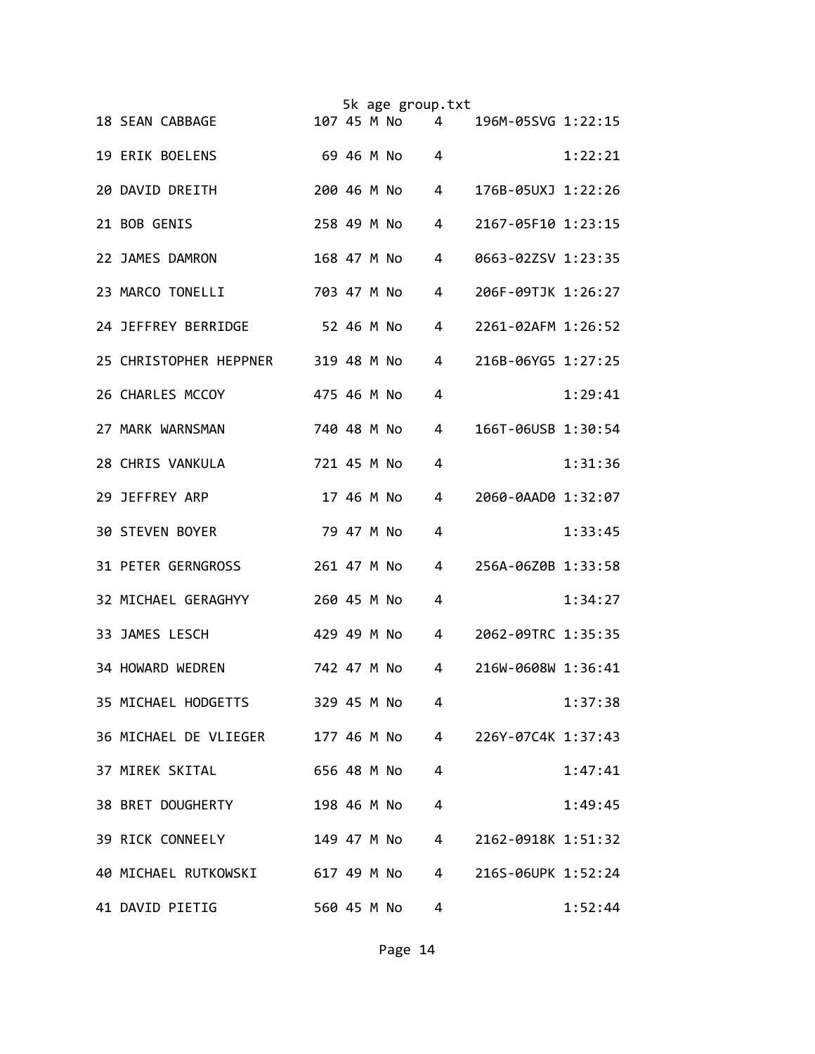| Place | Name | Bib | Age | Sex | Member | Group | Chip | Time |
|---|---|---|---|---|---|---|---|---|
| 18 | SEAN CABBAGE | 107 | 45 | M | No | 4 | 196M-05SVG | 1:22:15 |
| 19 | ERIK BOELENS | 69 | 46 | M | No | 4 | | 1:22:21 |
| 20 | DAVID DREITH | 200 | 46 | M | No | 4 | 176B-05UXJ | 1:22:26 |
| 21 | BOB GENIS | 258 | 49 | M | No | 4 | 2167-05F10 | 1:23:15 |
| 22 | JAMES DAMRON | 168 | 47 | M | No | 4 | 0663-02ZSV | 1:23:35 |
| 23 | MARCO TONELLI | 703 | 47 | M | No | 4 | 206F-09TJK | 1:26:27 |
| 24 | JEFFREY BERRIDGE | 52 | 46 | M | No | 4 | 2261-02AFM | 1:26:52 |
| 25 | CHRISTOPHER HEPPNER | 319 | 48 | M | No | 4 | 216B-06YG5 | 1:27:25 |
| 26 | CHARLES MCCOY | 475 | 46 | M | No | 4 | | 1:29:41 |
| 27 | MARK WARNSMAN | 740 | 48 | M | No | 4 | 166T-06USB | 1:30:54 |
| 28 | CHRIS VANKULA | 721 | 45 | M | No | 4 | | 1:31:36 |
| 29 | JEFFREY ARP | 17 | 46 | M | No | 4 | 2060-0AAD0 | 1:32:07 |
| 30 | STEVEN BOYER | 79 | 47 | M | No | 4 | | 1:33:45 |
| 31 | PETER GERNGROSS | 261 | 47 | M | No | 4 | 256A-06Z0B | 1:33:58 |
| 32 | MICHAEL GERAGHYY | 260 | 45 | M | No | 4 | | 1:34:27 |
| 33 | JAMES LESCH | 429 | 49 | M | No | 4 | 2062-09TRC | 1:35:35 |
| 34 | HOWARD WEDREN | 742 | 47 | M | No | 4 | 216W-0608W | 1:36:41 |
| 35 | MICHAEL HODGETTS | 329 | 45 | M | No | 4 | | 1:37:38 |
| 36 | MICHAEL DE VLIEGER | 177 | 46 | M | No | 4 | 226Y-07C4K | 1:37:43 |
| 37 | MIREK SKITAL | 656 | 48 | M | No | 4 | | 1:47:41 |
| 38 | BRET DOUGHERTY | 198 | 46 | M | No | 4 | | 1:49:45 |
| 39 | RICK CONNEELY | 149 | 47 | M | No | 4 | 2162-0918K | 1:51:32 |
| 40 | MICHAEL RUTKOWSKI | 617 | 49 | M | No | 4 | 216S-06UPK | 1:52:24 |
| 41 | DAVID PIETIG | 560 | 45 | M | No | 4 | | 1:52:44 |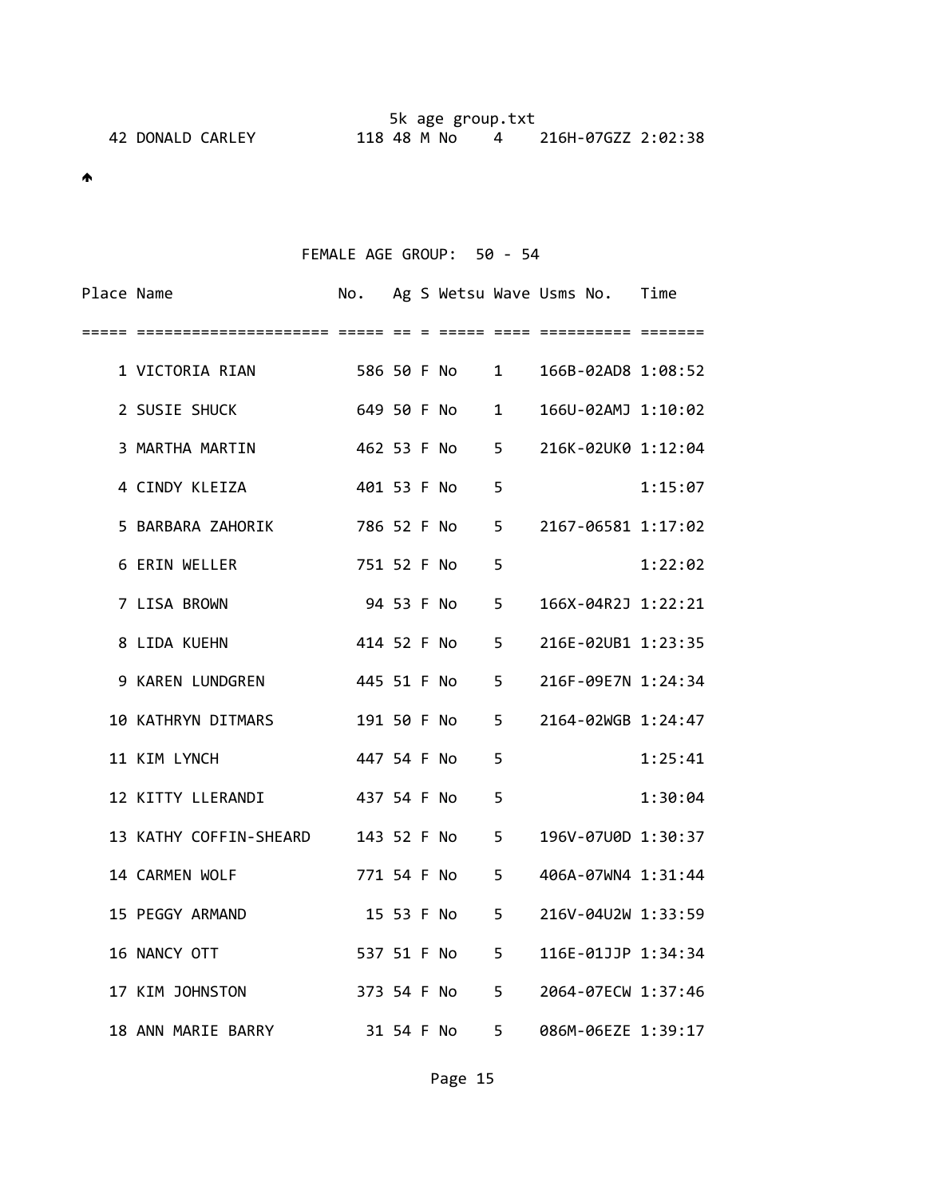| Place | Name | No. | Ag | S | Wetsu | Wave | Usms No. | Time |
|---|---|---|---|---|---|---|---|---|
| 42 | DONALD CARLEY | 118 | 48 | M | No | 4 | 216H-07GZZ | 2:02:38 |

## FEMALE AGE GROUP: 50 - 54

| Place | Name | No. | Ag | S | Wetsu | Wave | Usms No. | Time |
|---|---|---|---|---|---|---|---|---|
| 1 | VICTORIA RIAN | 586 | 50 | F | No | 1 | 166B-02AD8 | 1:08:52 |
| 2 | SUSIE SHUCK | 649 | 50 | F | No | 1 | 166U-02AMJ | 1:10:02 |
| 3 | MARTHA MARTIN | 462 | 53 | F | No | 5 | 216K-02UK0 | 1:12:04 |
| 4 | CINDY KLEIZA | 401 | 53 | F | No | 5 | | 1:15:07 |
| 5 | BARBARA ZAHORIK | 786 | 52 | F | No | 5 | 2167-06581 | 1:17:02 |
| 6 | ERIN WELLER | 751 | 52 | F | No | 5 | | 1:22:02 |
| 7 | LISA BROWN | 94 | 53 | F | No | 5 | 166X-04R2J | 1:22:21 |
| 8 | LIDA KUEHN | 414 | 52 | F | No | 5 | 216E-02UB1 | 1:23:35 |
| 9 | KAREN LUNDGREN | 445 | 51 | F | No | 5 | 216F-09E7N | 1:24:34 |
| 10 | KATHRYN DITMARS | 191 | 50 | F | No | 5 | 2164-02WGB | 1:24:47 |
| 11 | KIM LYNCH | 447 | 54 | F | No | 5 | | 1:25:41 |
| 12 | KITTY LLERANDI | 437 | 54 | F | No | 5 | | 1:30:04 |
| 13 | KATHY COFFIN-SHEARD | 143 | 52 | F | No | 5 | 196V-07U0D | 1:30:37 |
| 14 | CARMEN WOLF | 771 | 54 | F | No | 5 | 406A-07WN4 | 1:31:44 |
| 15 | PEGGY ARMAND | 15 | 53 | F | No | 5 | 216V-04U2W | 1:33:59 |
| 16 | NANCY OTT | 537 | 51 | F | No | 5 | 116E-01JJP | 1:34:34 |
| 17 | KIM JOHNSTON | 373 | 54 | F | No | 5 | 2064-07ECW | 1:37:46 |
| 18 | ANN MARIE BARRY | 31 | 54 | F | No | 5 | 086M-06EZE | 1:39:17 |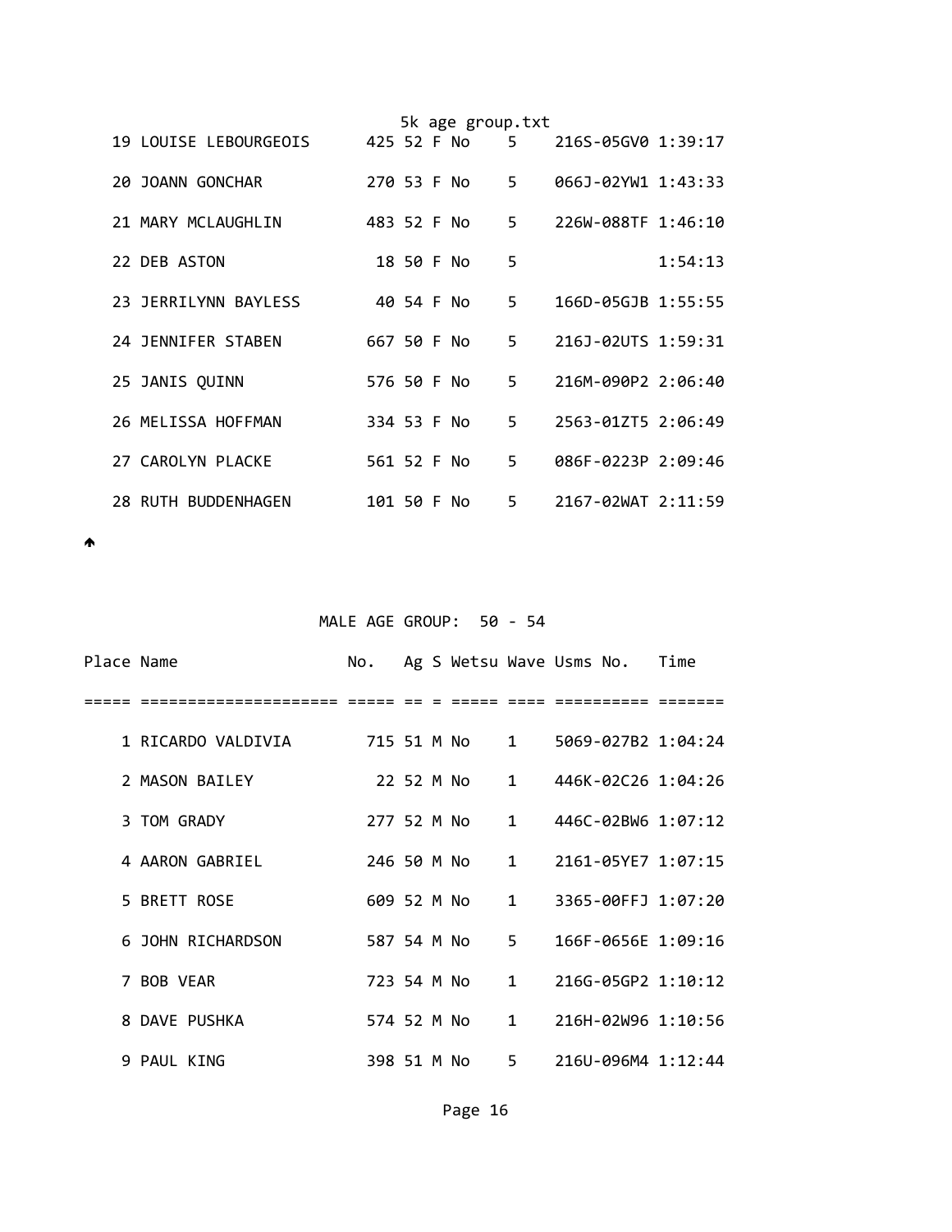| Place | Name | No. | Ag | S | Wetsu | Wave | Usms No. | Time |
|---|---|---|---|---|---|---|---|---|
| 19 | LOUISE LEBOURGEOIS | 425 | 52 | F | No | 5 | 216S-05GV0 | 1:39:17 |
| 20 | JOANN GONCHAR | 270 | 53 | F | No | 5 | 066J-02YW1 | 1:43:33 |
| 21 | MARY MCLAUGHLIN | 483 | 52 | F | No | 5 | 226W-088TF | 1:46:10 |
| 22 | DEB ASTON | 18 | 50 | F | No | 5 | | 1:54:13 |
| 23 | JERRILYNN BAYLESS | 40 | 54 | F | No | 5 | 166D-05GJB | 1:55:55 |
| 24 | JENNIFER STABEN | 667 | 50 | F | No | 5 | 216J-02UTS | 1:59:31 |
| 25 | JANIS QUINN | 576 | 50 | F | No | 5 | 216M-090P2 | 2:06:40 |
| 26 | MELISSA HOFFMAN | 334 | 53 | F | No | 5 | 2563-01ZT5 | 2:06:49 |
| 27 | CAROLYN PLACKE | 561 | 52 | F | No | 5 | 086F-0223P | 2:09:46 |
| 28 | RUTH BUDDENHAGEN | 101 | 50 | F | No | 5 | 2167-02WAT | 2:11:59 |

## MALE AGE GROUP: 50 - 54

| Place | Name | No. | Ag | S | Wetsu | Wave | Usms No. | Time |
|---|---|---|---|---|---|---|---|---|
| 1 | RICARDO VALDIVIA | 715 | 51 | M | No | 1 | 5069-027B2 | 1:04:24 |
| 2 | MASON BAILEY | 22 | 52 | M | No | 1 | 446K-02C26 | 1:04:26 |
| 3 | TOM GRADY | 277 | 52 | M | No | 1 | 446C-02BW6 | 1:07:12 |
| 4 | AARON GABRIEL | 246 | 50 | M | No | 1 | 2161-05YE7 | 1:07:15 |
| 5 | BRETT ROSE | 609 | 52 | M | No | 1 | 3365-00FFJ | 1:07:20 |
| 6 | JOHN RICHARDSON | 587 | 54 | M | No | 5 | 166F-0656E | 1:09:16 |
| 7 | BOB VEAR | 723 | 54 | M | No | 1 | 216G-05GP2 | 1:10:12 |
| 8 | DAVE PUSHKA | 574 | 52 | M | No | 1 | 216H-02W96 | 1:10:56 |
| 9 | PAUL KING | 398 | 51 | M | No | 5 | 216U-096M4 | 1:12:44 |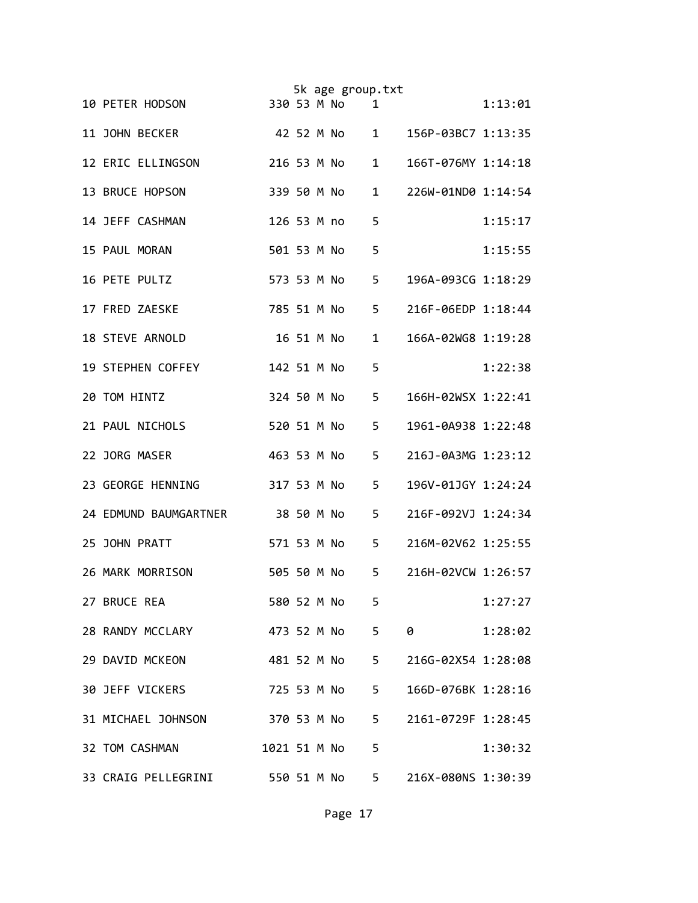| Place | Name | Bib | Age | Sex | | | ID | Time |
|---|---|---|---|---|---|---|---|---|
| 10 | PETER HODSON | 330 | 53 | M | No | 1 | | 1:13:01 |
| 11 | JOHN BECKER | 42 | 52 | M | No | 1 | 156P-03BC7 | 1:13:35 |
| 12 | ERIC ELLINGSON | 216 | 53 | M | No | 1 | 166T-076MY | 1:14:18 |
| 13 | BRUCE HOPSON | 339 | 50 | M | No | 1 | 226W-01ND0 | 1:14:54 |
| 14 | JEFF CASHMAN | 126 | 53 | M | no | 5 | | 1:15:17 |
| 15 | PAUL MORAN | 501 | 53 | M | No | 5 | | 1:15:55 |
| 16 | PETE PULTZ | 573 | 53 | M | No | 5 | 196A-093CG | 1:18:29 |
| 17 | FRED ZAESKE | 785 | 51 | M | No | 5 | 216F-06EDP | 1:18:44 |
| 18 | STEVE ARNOLD | 16 | 51 | M | No | 1 | 166A-02WG8 | 1:19:28 |
| 19 | STEPHEN COFFEY | 142 | 51 | M | No | 5 | | 1:22:38 |
| 20 | TOM HINTZ | 324 | 50 | M | No | 5 | 166H-02WSX | 1:22:41 |
| 21 | PAUL NICHOLS | 520 | 51 | M | No | 5 | 1961-0A938 | 1:22:48 |
| 22 | JORG MASER | 463 | 53 | M | No | 5 | 216J-0A3MG | 1:23:12 |
| 23 | GEORGE HENNING | 317 | 53 | M | No | 5 | 196V-01JGY | 1:24:24 |
| 24 | EDMUND BAUMGARTNER | 38 | 50 | M | No | 5 | 216F-092VJ | 1:24:34 |
| 25 | JOHN PRATT | 571 | 53 | M | No | 5 | 216M-02V62 | 1:25:55 |
| 26 | MARK MORRISON | 505 | 50 | M | No | 5 | 216H-02VCW | 1:26:57 |
| 27 | BRUCE REA | 580 | 52 | M | No | 5 | | 1:27:27 |
| 28 | RANDY MCCLARY | 473 | 52 | M | No | 5 | 0 | 1:28:02 |
| 29 | DAVID MCKEON | 481 | 52 | M | No | 5 | 216G-02X54 | 1:28:08 |
| 30 | JEFF VICKERS | 725 | 53 | M | No | 5 | 166D-076BK | 1:28:16 |
| 31 | MICHAEL JOHNSON | 370 | 53 | M | No | 5 | 2161-0729F | 1:28:45 |
| 32 | TOM CASHMAN | 1021 | 51 | M | No | 5 | | 1:30:32 |
| 33 | CRAIG PELLEGRINI | 550 | 51 | M | No | 5 | 216X-080NS | 1:30:39 |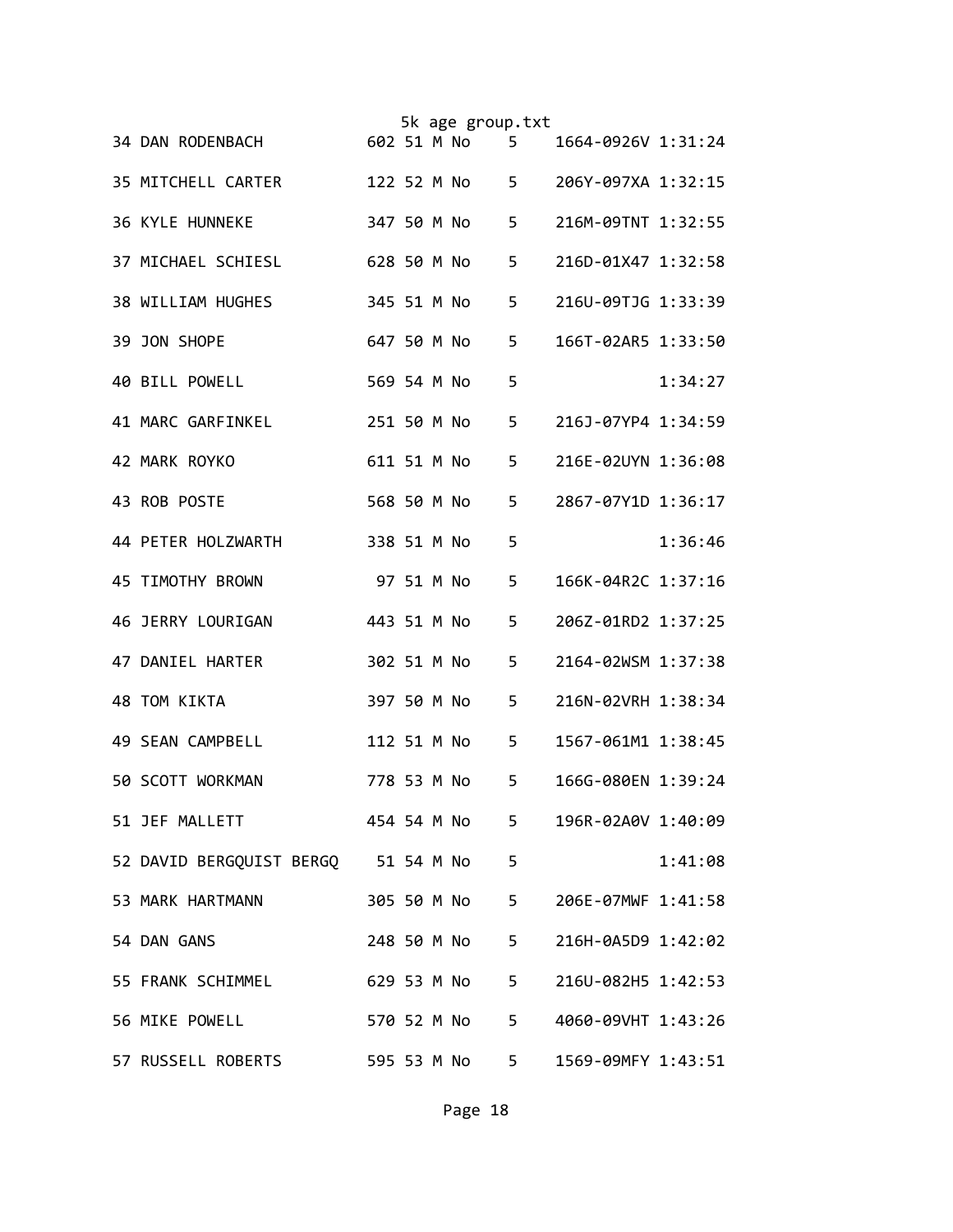| | | | | | | | | |
|---|---|---|---|---|---|---|---|---|
| 34 | DAN RODENBACH | 602 | 51 | M | No | 5 | 1664-0926V | 1:31:24 |
| 35 | MITCHELL CARTER | 122 | 52 | M | No | 5 | 206Y-097XA | 1:32:15 |
| 36 | KYLE HUNNEKE | 347 | 50 | M | No | 5 | 216M-09TNT | 1:32:55 |
| 37 | MICHAEL SCHIESL | 628 | 50 | M | No | 5 | 216D-01X47 | 1:32:58 |
| 38 | WILLIAM HUGHES | 345 | 51 | M | No | 5 | 216U-09TJG | 1:33:39 |
| 39 | JON SHOPE | 647 | 50 | M | No | 5 | 166T-02AR5 | 1:33:50 |
| 40 | BILL POWELL | 569 | 54 | M | No | 5 | | 1:34:27 |
| 41 | MARC GARFINKEL | 251 | 50 | M | No | 5 | 216J-07YP4 | 1:34:59 |
| 42 | MARK ROYKO | 611 | 51 | M | No | 5 | 216E-02UYN | 1:36:08 |
| 43 | ROB POSTE | 568 | 50 | M | No | 5 | 2867-07Y1D | 1:36:17 |
| 44 | PETER HOLZWARTH | 338 | 51 | M | No | 5 | | 1:36:46 |
| 45 | TIMOTHY BROWN | 97 | 51 | M | No | 5 | 166K-04R2C | 1:37:16 |
| 46 | JERRY LOURIGAN | 443 | 51 | M | No | 5 | 206Z-01RD2 | 1:37:25 |
| 47 | DANIEL HARTER | 302 | 51 | M | No | 5 | 2164-02WSM | 1:37:38 |
| 48 | TOM KIKTA | 397 | 50 | M | No | 5 | 216N-02VRH | 1:38:34 |
| 49 | SEAN CAMPBELL | 112 | 51 | M | No | 5 | 1567-061M1 | 1:38:45 |
| 50 | SCOTT WORKMAN | 778 | 53 | M | No | 5 | 166G-080EN | 1:39:24 |
| 51 | JEF MALLETT | 454 | 54 | M | No | 5 | 196R-02A0V | 1:40:09 |
| 52 | DAVID BERGQUIST BERGQ | 51 | 54 | M | No | 5 | | 1:41:08 |
| 53 | MARK HARTMANN | 305 | 50 | M | No | 5 | 206E-07MWF | 1:41:58 |
| 54 | DAN GANS | 248 | 50 | M | No | 5 | 216H-0A5D9 | 1:42:02 |
| 55 | FRANK SCHIMMEL | 629 | 53 | M | No | 5 | 216U-082H5 | 1:42:53 |
| 56 | MIKE POWELL | 570 | 52 | M | No | 5 | 4060-09VHT | 1:43:26 |
| 57 | RUSSELL ROBERTS | 595 | 53 | M | No | 5 | 1569-09MFY | 1:43:51 |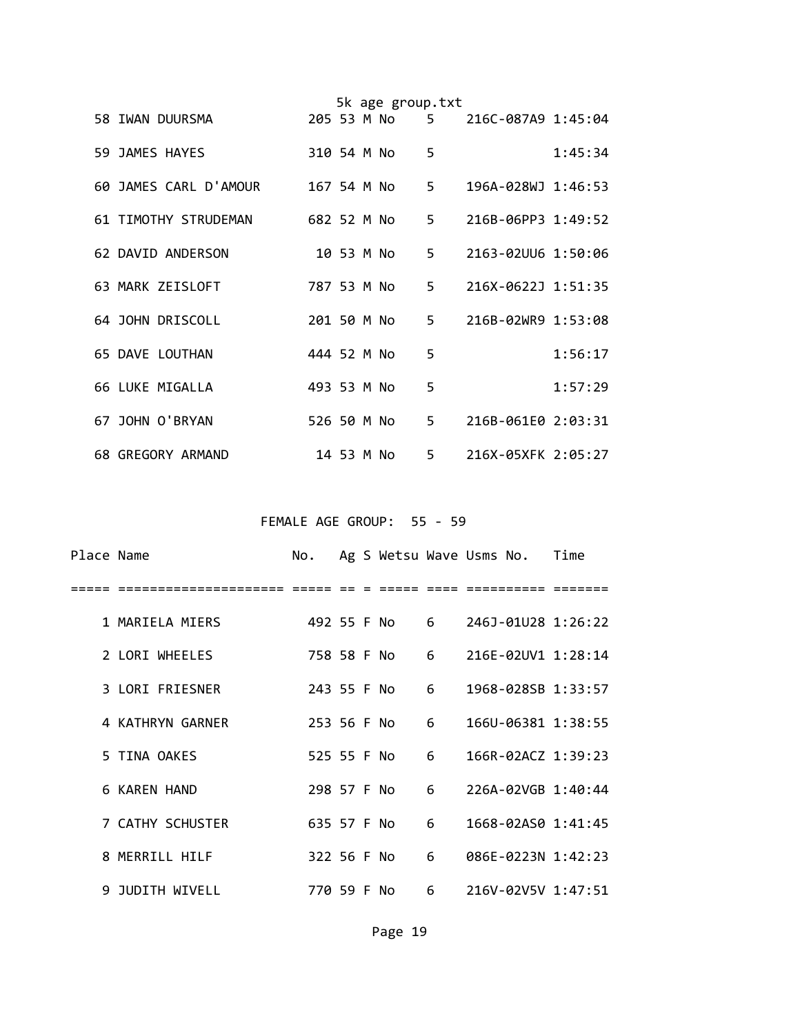| Place | Name | No. | Ag | S | Wetsu | Wave | Usms No. | Time |
|---|---|---|---|---|---|---|---|---|
| 58 | IWAN DUURSMA | 205 | 53 | M | No | 5 | 216C-087A9 | 1:45:04 |
| 59 | JAMES HAYES | 310 | 54 | M | No | 5 | | 1:45:34 |
| 60 | JAMES CARL D'AMOUR | 167 | 54 | M | No | 5 | 196A-028WJ | 1:46:53 |
| 61 | TIMOTHY STRUDEMAN | 682 | 52 | M | No | 5 | 216B-06PP3 | 1:49:52 |
| 62 | DAVID ANDERSON | 10 | 53 | M | No | 5 | 2163-02UU6 | 1:50:06 |
| 63 | MARK ZEISLOFT | 787 | 53 | M | No | 5 | 216X-0622J | 1:51:35 |
| 64 | JOHN DRISCOLL | 201 | 50 | M | No | 5 | 216B-02WR9 | 1:53:08 |
| 65 | DAVE LOUTHAN | 444 | 52 | M | No | 5 | | 1:56:17 |
| 66 | LUKE MIGALLA | 493 | 53 | M | No | 5 | | 1:57:29 |
| 67 | JOHN O'BRYAN | 526 | 50 | M | No | 5 | 216B-061E0 | 2:03:31 |
| 68 | GREGORY ARMAND | 14 | 53 | M | No | 5 | 216X-05XFK | 2:05:27 |

FEMALE AGE GROUP: 55 - 59

| Place | Name | No. | Ag | S | Wetsu | Wave | Usms No. | Time |
|---|---|---|---|---|---|---|---|---|
| 1 | MARIELA MIERS | 492 | 55 | F | No | 6 | 246J-01U28 | 1:26:22 |
| 2 | LORI WHEELES | 758 | 58 | F | No | 6 | 216E-02UV1 | 1:28:14 |
| 3 | LORI FRIESNER | 243 | 55 | F | No | 6 | 1968-028SB | 1:33:57 |
| 4 | KATHRYN GARNER | 253 | 56 | F | No | 6 | 166U-06381 | 1:38:55 |
| 5 | TINA OAKES | 525 | 55 | F | No | 6 | 166R-02ACZ | 1:39:23 |
| 6 | KAREN HAND | 298 | 57 | F | No | 6 | 226A-02VGB | 1:40:44 |
| 7 | CATHY SCHUSTER | 635 | 57 | F | No | 6 | 1668-02AS0 | 1:41:45 |
| 8 | MERRILL HILF | 322 | 56 | F | No | 6 | 086E-0223N | 1:42:23 |
| 9 | JUDITH WIVELL | 770 | 59 | F | No | 6 | 216V-02V5V | 1:47:51 |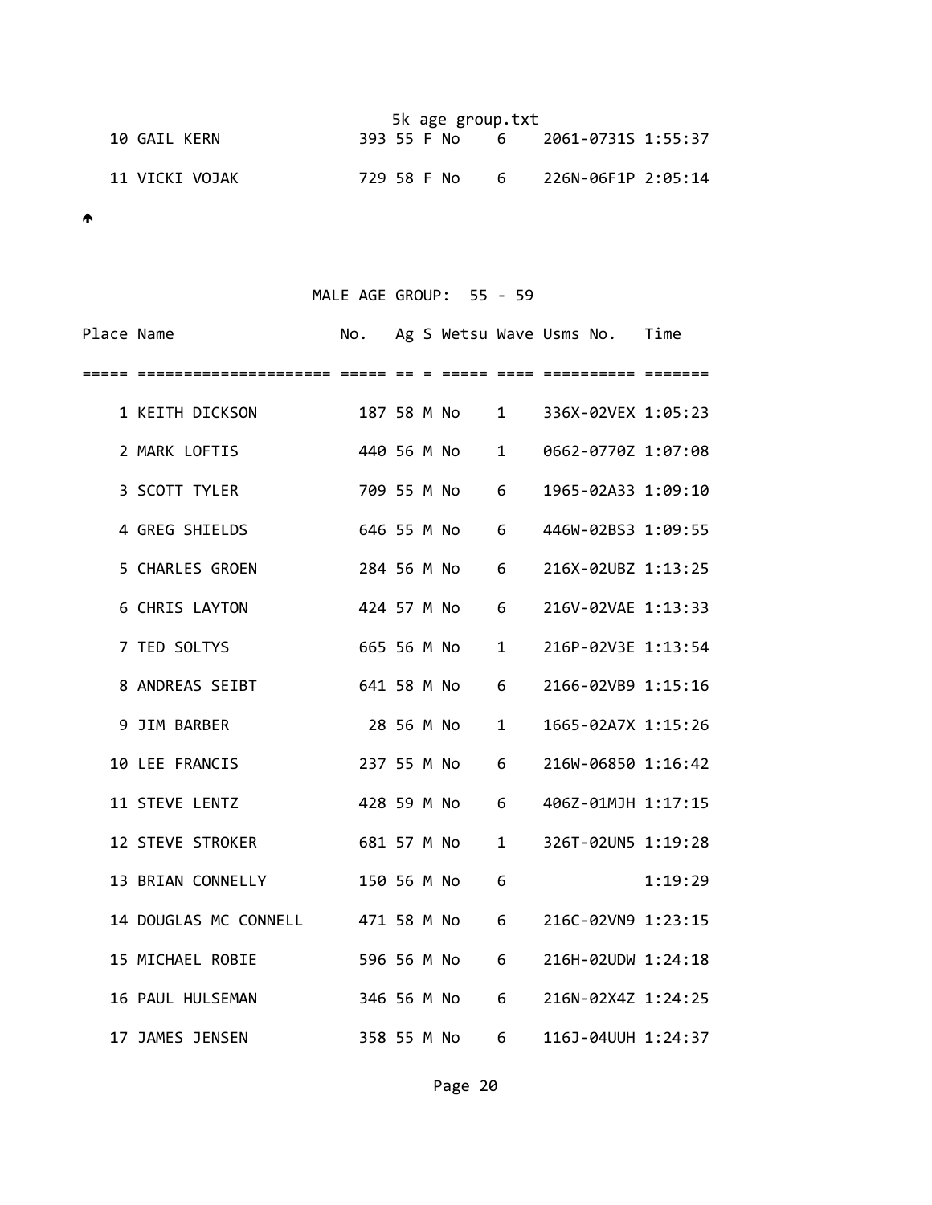| Place | Name | No. | Ag | S | Wetsu | Wave | Usms No. | Time |
|---|---|---|---|---|---|---|---|---|
| 10 | GAIL KERN | 393 | 55 | F | No | 6 | 2061-0731S | 1:55:37 |
| 11 | VICKI VOJAK | 729 | 58 | F | No | 6 | 226N-06F1P | 2:05:14 |

🡅

## MALE AGE GROUP: 55 - 59

| Place | Name | No. | Ag | S | Wetsu | Wave | Usms No. | Time |
|---|---|---|---|---|---|---|---|---|
| 1 | KEITH DICKSON | 187 | 58 | M | No | 1 | 336X-02VEX | 1:05:23 |
| 2 | MARK LOFTIS | 440 | 56 | M | No | 1 | 0662-0770Z | 1:07:08 |
| 3 | SCOTT TYLER | 709 | 55 | M | No | 6 | 1965-02A33 | 1:09:10 |
| 4 | GREG SHIELDS | 646 | 55 | M | No | 6 | 446W-02BS3 | 1:09:55 |
| 5 | CHARLES GROEN | 284 | 56 | M | No | 6 | 216X-02UBZ | 1:13:25 |
| 6 | CHRIS LAYTON | 424 | 57 | M | No | 6 | 216V-02VAE | 1:13:33 |
| 7 | TED SOLTYS | 665 | 56 | M | No | 1 | 216P-02V3E | 1:13:54 |
| 8 | ANDREAS SEIBT | 641 | 58 | M | No | 6 | 2166-02VB9 | 1:15:16 |
| 9 | JIM BARBER | 28 | 56 | M | No | 1 | 1665-02A7X | 1:15:26 |
| 10 | LEE FRANCIS | 237 | 55 | M | No | 6 | 216W-06850 | 1:16:42 |
| 11 | STEVE LENTZ | 428 | 59 | M | No | 6 | 406Z-01MJH | 1:17:15 |
| 12 | STEVE STROKER | 681 | 57 | M | No | 1 | 326T-02UN5 | 1:19:28 |
| 13 | BRIAN CONNELLY | 150 | 56 | M | No | 6 | | 1:19:29 |
| 14 | DOUGLAS MC CONNELL | 471 | 58 | M | No | 6 | 216C-02VN9 | 1:23:15 |
| 15 | MICHAEL ROBIE | 596 | 56 | M | No | 6 | 216H-02UDW | 1:24:18 |
| 16 | PAUL HULSEMAN | 346 | 56 | M | No | 6 | 216N-02X4Z | 1:24:25 |
| 17 | JAMES JENSEN | 358 | 55 | M | No | 6 | 116J-04UUH | 1:24:37 |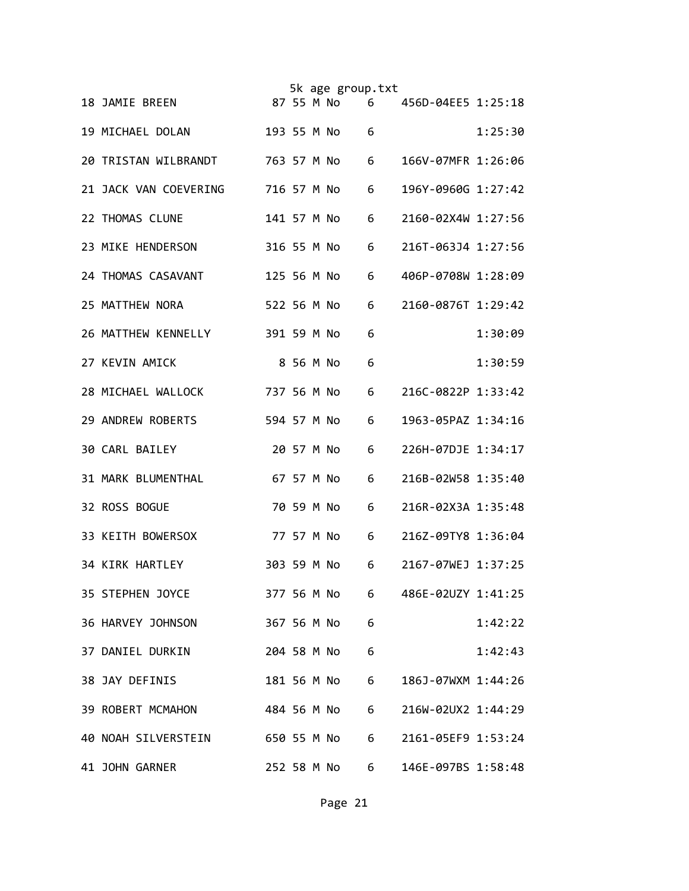| Place | Name | Bib | Age | Sex | Member | Group | ID | Time |
|---|---|---|---|---|---|---|---|---|
| 18 | JAMIE BREEN | 87 | 55 | M | No | 6 | 456D-04EE5 | 1:25:18 |
| 19 | MICHAEL DOLAN | 193 | 55 | M | No | 6 | | 1:25:30 |
| 20 | TRISTAN WILBRANDT | 763 | 57 | M | No | 6 | 166V-07MFR | 1:26:06 |
| 21 | JACK VAN COEVERING | 716 | 57 | M | No | 6 | 196Y-0960G | 1:27:42 |
| 22 | THOMAS CLUNE | 141 | 57 | M | No | 6 | 2160-02X4W | 1:27:56 |
| 23 | MIKE HENDERSON | 316 | 55 | M | No | 6 | 216T-063J4 | 1:27:56 |
| 24 | THOMAS CASAVANT | 125 | 56 | M | No | 6 | 406P-0708W | 1:28:09 |
| 25 | MATTHEW NORA | 522 | 56 | M | No | 6 | 2160-0876T | 1:29:42 |
| 26 | MATTHEW KENNELLY | 391 | 59 | M | No | 6 | | 1:30:09 |
| 27 | KEVIN AMICK | 8 | 56 | M | No | 6 | | 1:30:59 |
| 28 | MICHAEL WALLOCK | 737 | 56 | M | No | 6 | 216C-0822P | 1:33:42 |
| 29 | ANDREW ROBERTS | 594 | 57 | M | No | 6 | 1963-05PAZ | 1:34:16 |
| 30 | CARL BAILEY | 20 | 57 | M | No | 6 | 226H-07DJE | 1:34:17 |
| 31 | MARK BLUMENTHAL | 67 | 57 | M | No | 6 | 216B-02W58 | 1:35:40 |
| 32 | ROSS BOGUE | 70 | 59 | M | No | 6 | 216R-02X3A | 1:35:48 |
| 33 | KEITH BOWERSOX | 77 | 57 | M | No | 6 | 216Z-09TY8 | 1:36:04 |
| 34 | KIRK HARTLEY | 303 | 59 | M | No | 6 | 2167-07WEJ | 1:37:25 |
| 35 | STEPHEN JOYCE | 377 | 56 | M | No | 6 | 486E-02UZY | 1:41:25 |
| 36 | HARVEY JOHNSON | 367 | 56 | M | No | 6 | | 1:42:22 |
| 37 | DANIEL DURKIN | 204 | 58 | M | No | 6 | | 1:42:43 |
| 38 | JAY DEFINIS | 181 | 56 | M | No | 6 | 186J-07WXM | 1:44:26 |
| 39 | ROBERT MCMAHON | 484 | 56 | M | No | 6 | 216W-02UX2 | 1:44:29 |
| 40 | NOAH SILVERSTEIN | 650 | 55 | M | No | 6 | 2161-05EF9 | 1:53:24 |
| 41 | JOHN GARNER | 252 | 58 | M | No | 6 | 146E-097BS | 1:58:48 |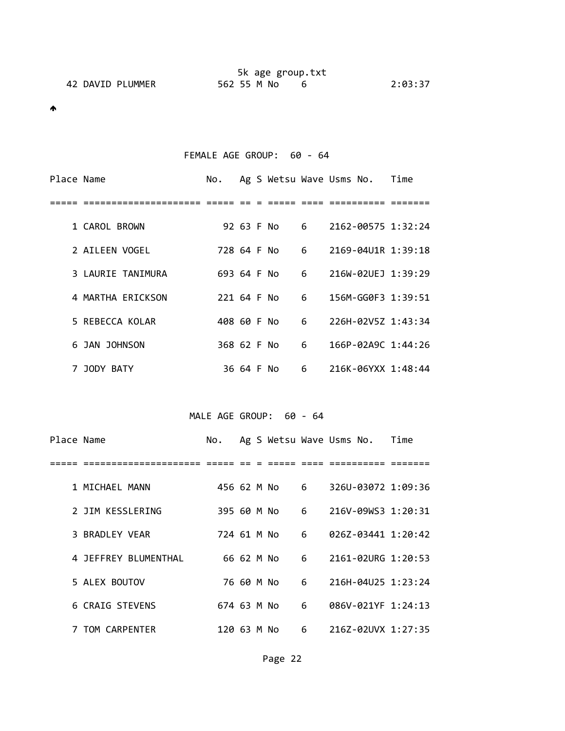| Place | Name | No. | Ag | S | Wetsu | Wave | Usms No. | Time |
|---|---|---|---|---|---|---|---|---|
| 42 | DAVID PLUMMER | 562 | 55 | M | No | 6 | | 2:03:37 |

## FEMALE AGE GROUP: 60 - 64

| Place | Name | No. | Ag | S | Wetsu | Wave | Usms No. | Time |
|---|---|---|---|---|---|---|---|---|
| 1 | CAROL BROWN | 92 | 63 | F | No | 6 | 2162-00575 | 1:32:24 |
| 2 | AILEEN VOGEL | 728 | 64 | F | No | 6 | 2169-04U1R | 1:39:18 |
| 3 | LAURIE TANIMURA | 693 | 64 | F | No | 6 | 216W-02UEJ | 1:39:29 |
| 4 | MARTHA ERICKSON | 221 | 64 | F | No | 6 | 156M-GG0F3 | 1:39:51 |
| 5 | REBECCA KOLAR | 408 | 60 | F | No | 6 | 226H-02V5Z | 1:43:34 |
| 6 | JAN JOHNSON | 368 | 62 | F | No | 6 | 166P-02A9C | 1:44:26 |
| 7 | JODY BATY | 36 | 64 | F | No | 6 | 216K-06YXX | 1:48:44 |

## MALE AGE GROUP: 60 - 64

| Place | Name | No. | Ag | S | Wetsu | Wave | Usms No. | Time |
|---|---|---|---|---|---|---|---|---|
| 1 | MICHAEL MANN | 456 | 62 | M | No | 6 | 326U-03072 | 1:09:36 |
| 2 | JIM KESSLERING | 395 | 60 | M | No | 6 | 216V-09WS3 | 1:20:31 |
| 3 | BRADLEY VEAR | 724 | 61 | M | No | 6 | 026Z-03441 | 1:20:42 |
| 4 | JEFFREY BLUMENTHAL | 66 | 62 | M | No | 6 | 2161-02URG | 1:20:53 |
| 5 | ALEX BOUTOV | 76 | 60 | M | No | 6 | 216H-04U25 | 1:23:24 |
| 6 | CRAIG STEVENS | 674 | 63 | M | No | 6 | 086V-021YF | 1:24:13 |
| 7 | TOM CARPENTER | 120 | 63 | M | No | 6 | 216Z-02UVX | 1:27:35 |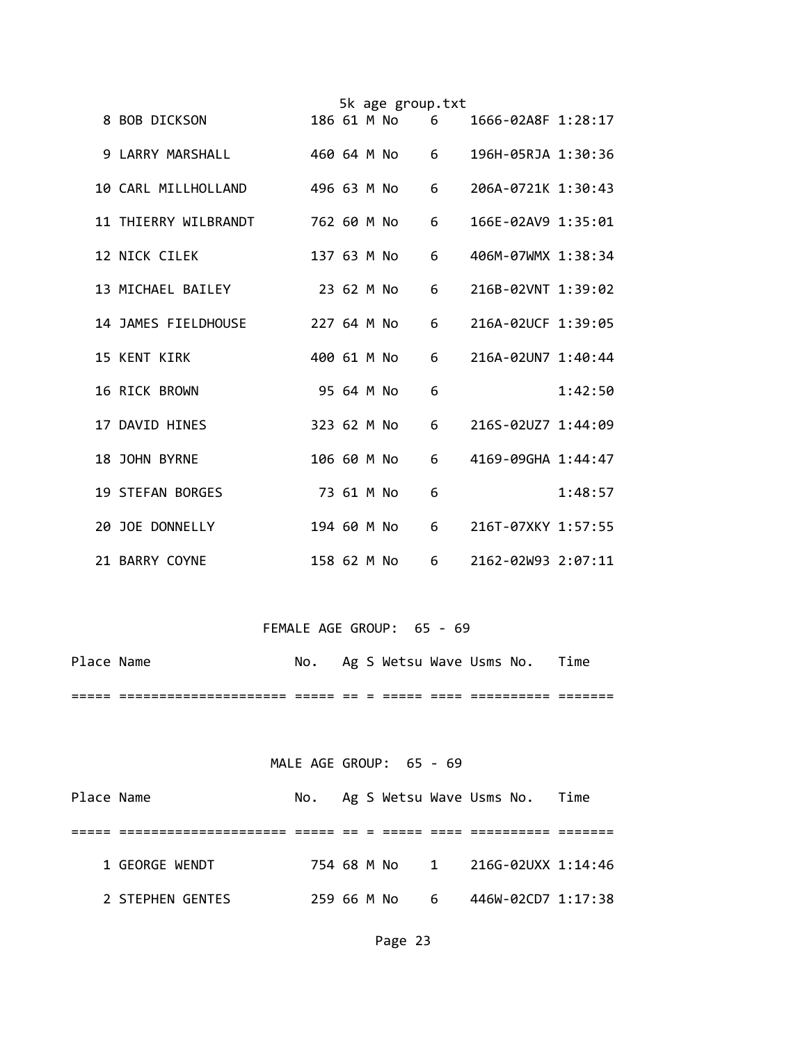| Place | Name | No. | Ag | S | Wetsu | Wave | Usms No. | Time |
|---|---|---|---|---|---|---|---|---|
| 8 | BOB DICKSON | 186 | 61 | M | No | 6 | 1666-02A8F | 1:28:17 |
| 9 | LARRY MARSHALL | 460 | 64 | M | No | 6 | 196H-05RJA | 1:30:36 |
| 10 | CARL MILLHOLLAND | 496 | 63 | M | No | 6 | 206A-0721K | 1:30:43 |
| 11 | THIERRY WILBRANDT | 762 | 60 | M | No | 6 | 166E-02AV9 | 1:35:01 |
| 12 | NICK CILEK | 137 | 63 | M | No | 6 | 406M-07WMX | 1:38:34 |
| 13 | MICHAEL BAILEY | 23 | 62 | M | No | 6 | 216B-02VNT | 1:39:02 |
| 14 | JAMES FIELDHOUSE | 227 | 64 | M | No | 6 | 216A-02UCF | 1:39:05 |
| 15 | KENT KIRK | 400 | 61 | M | No | 6 | 216A-02UN7 | 1:40:44 |
| 16 | RICK BROWN | 95 | 64 | M | No | 6 | | 1:42:50 |
| 17 | DAVID HINES | 323 | 62 | M | No | 6 | 216S-02UZ7 | 1:44:09 |
| 18 | JOHN BYRNE | 106 | 60 | M | No | 6 | 4169-09GHA | 1:44:47 |
| 19 | STEFAN BORGES | 73 | 61 | M | No | 6 | | 1:48:57 |
| 20 | JOE DONNELLY | 194 | 60 | M | No | 6 | 216T-07XKY | 1:57:55 |
| 21 | BARRY COYNE | 158 | 62 | M | No | 6 | 2162-02W93 | 2:07:11 |

FEMALE AGE GROUP: 65 - 69

| Place | Name | No. | Ag | S | Wetsu | Wave | Usms No. | Time |
|---|---|---|---|---|---|---|---|---|

MALE AGE GROUP: 65 - 69

| Place | Name | No. | Ag | S | Wetsu | Wave | Usms No. | Time |
|---|---|---|---|---|---|---|---|---|
| 1 | GEORGE WENDT | 754 | 68 | M | No | 1 | 216G-02UXX | 1:14:46 |
| 2 | STEPHEN GENTES | 259 | 66 | M | No | 6 | 446W-02CD7 | 1:17:38 |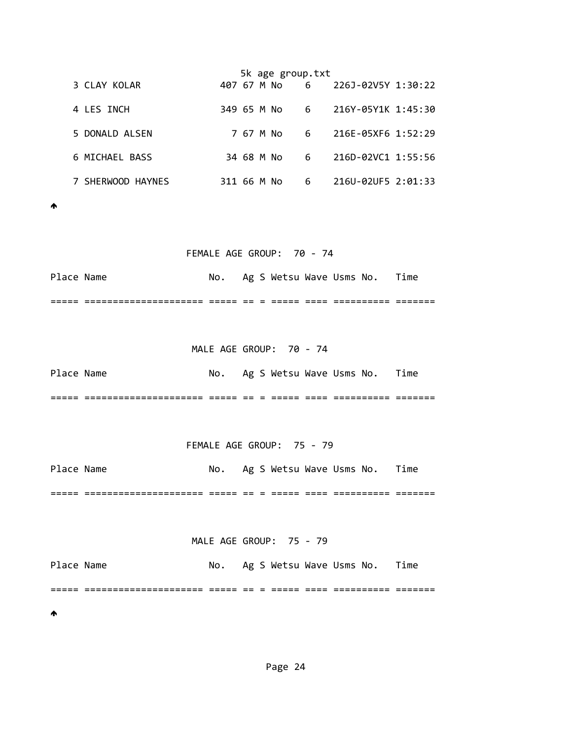| Place | Name | No. | Ag | S | Wetsu | Wave | Usms No. | Time |
|---|---|---|---|---|---|---|---|---|
| 3 | CLAY KOLAR | 407 | 67 | M | No | 6 | 226J-02V5Y | 1:30:22 |
| 4 | LES INCH | 349 | 65 | M | No | 6 | 216Y-05Y1K | 1:45:30 |
| 5 | DONALD ALSEN | 7 | 67 | M | No | 6 | 216E-05XF6 | 1:52:29 |
| 6 | MICHAEL BASS | 34 | 68 | M | No | 6 | 216D-02VC1 | 1:55:56 |
| 7 | SHERWOOD HAYNES | 311 | 66 | M | No | 6 | 216U-02UF5 | 2:01:33 |

## FEMALE AGE GROUP: 70 - 74

| Place | Name | No. | Ag | S | Wetsu | Wave | Usms No. | Time |
|---|---|---|---|---|---|---|---|---|

## MALE AGE GROUP: 70 - 74

| Place | Name | No. | Ag | S | Wetsu | Wave | Usms No. | Time |
|---|---|---|---|---|---|---|---|---|

## FEMALE AGE GROUP: 75 - 79

| Place | Name | No. | Ag | S | Wetsu | Wave | Usms No. | Time |
|---|---|---|---|---|---|---|---|---|

## MALE AGE GROUP: 75 - 79

| Place | Name | No. | Ag | S | Wetsu | Wave | Usms No. | Time |
|---|---|---|---|---|---|---|---|---|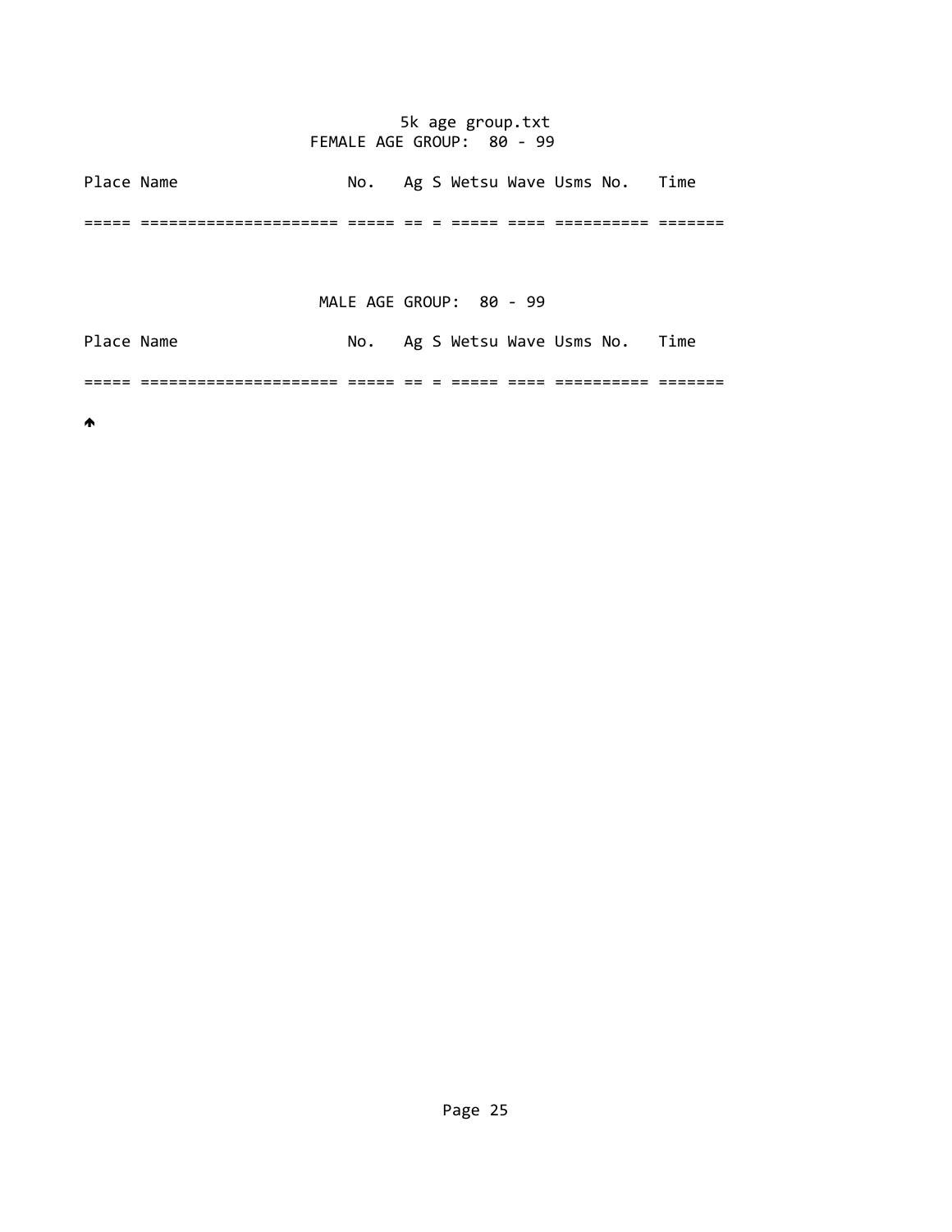5k age group.txt

FEMALE AGE GROUP:  80 - 99

| Place | Name | No. | Ag | S | Wetsu | Wave | Usms No. | Time |
| --- | --- | --- | --- | --- | --- | --- | --- | --- |

MALE AGE GROUP:  80 - 99

| Place | Name | No. | Ag | S | Wetsu | Wave | Usms No. | Time |
| --- | --- | --- | --- | --- | --- | --- | --- | --- |